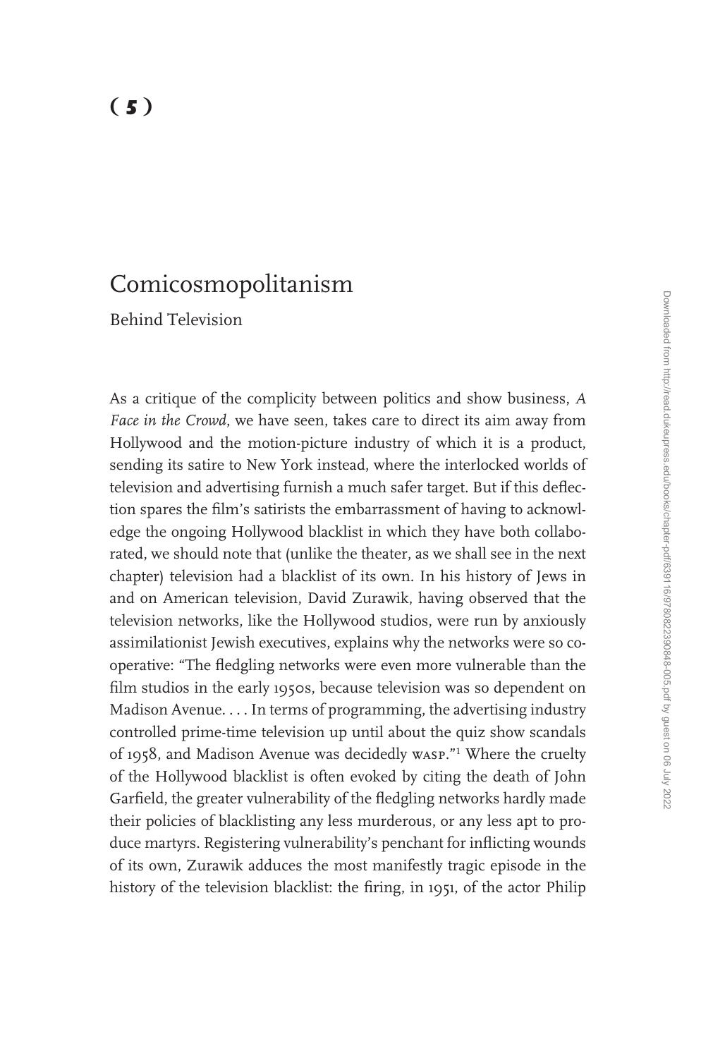( 5 )

# Comicosmopolitanism

## Behind Television

As a critique of the complicity between politics and show business, *A Face in the Crowd*, we have seen, takes care to direct its aim away from Hollywood and the motion-picture industry of which it is a product, sending its satire to New York instead, where the interlocked worlds of television and advertising furnish a much safer target. But if this deflection spares the film's satirists the embarrassment of having to acknowledge the ongoing Hollywood blacklist in which they have both collaborated, we should note that (unlike the theater, as we shall see in the next chapter) television had a blacklist of its own. In his history of Jews in and on American television, David Zurawik, having observed that the television networks, like the Hollywood studios, were run by anxiously assimilationist Jewish executives, explains why the networks were so cooperative: "The fledgling networks were even more vulnerable than the film studios in the early 1950s, because television was so dependent on Madison Avenue. . . . In terms of programming, the advertising industry controlled prime-time television up until about the quiz show scandals of 1958, and Madison Avenue was decidedly WASP."[1] Where the cruelty of the Hollywood blacklist is often evoked by citing the death of John Garfield, the greater vulnerability of the fledgling networks hardly made their policies of blacklisting any less murderous, or any less apt to produce martyrs. Registering vulnerability's penchant for inflicting wounds of its own, Zurawik adduces the most manifestly tragic episode in the history of the television blacklist: the firing, in 1951, of the actor Philip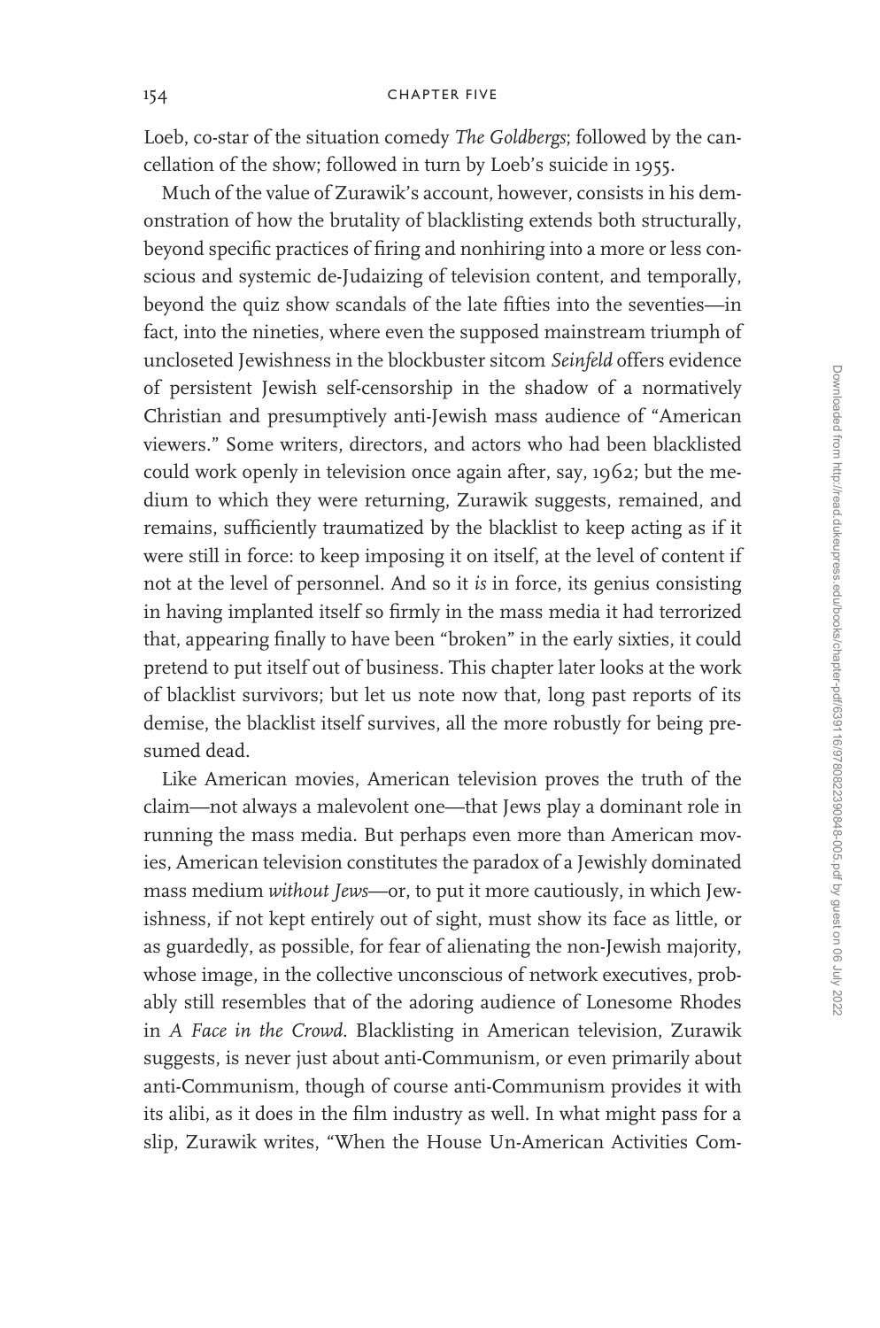Loeb, co-star of the situation comedy *The Goldbergs*; followed by the cancellation of the show; followed in turn by Loeb's suicide in 1955.

Much of the value of Zurawik's account, however, consists in his demonstration of how the brutality of blacklisting extends both structurally, beyond specific practices of firing and nonhiring into a more or less conscious and systemic de-Judaizing of television content, and temporally, beyond the quiz show scandals of the late fifties into the seventies—in fact, into the nineties, where even the supposed mainstream triumph of uncloseted Jewishness in the blockbuster sitcom *Seinfeld* offers evidence of persistent Jewish self-censorship in the shadow of a normatively Christian and presumptively anti-Jewish mass audience of "American viewers." Some writers, directors, and actors who had been blacklisted could work openly in television once again after, say, 1962; but the medium to which they were returning, Zurawik suggests, remained, and remains, sufficiently traumatized by the blacklist to keep acting as if it were still in force: to keep imposing it on itself, at the level of content if not at the level of personnel. And so it *is* in force, its genius consisting in having implanted itself so firmly in the mass media it had terrorized that, appearing finally to have been "broken" in the early sixties, it could pretend to put itself out of business. This chapter later looks at the work of blacklist survivors; but let us note now that, long past reports of its demise, the blacklist itself survives, all the more robustly for being presumed dead.

Like American movies, American television proves the truth of the claim—not always a malevolent one—that Jews play a dominant role in running the mass media. But perhaps even more than American movies, American television constitutes the paradox of a Jewishly dominated mass medium *without Jews*—or, to put it more cautiously, in which Jewishness, if not kept entirely out of sight, must show its face as little, or as guardedly, as possible, for fear of alienating the non-Jewish majority, whose image, in the collective unconscious of network executives, probably still resembles that of the adoring audience of Lonesome Rhodes in *A Face in the Crowd*. Blacklisting in American television, Zurawik suggests, is never just about anti-Communism, or even primarily about anti-Communism, though of course anti-Communism provides it with its alibi, as it does in the film industry as well. In what might pass for a slip, Zurawik writes, "When the House Un-American Activities Com-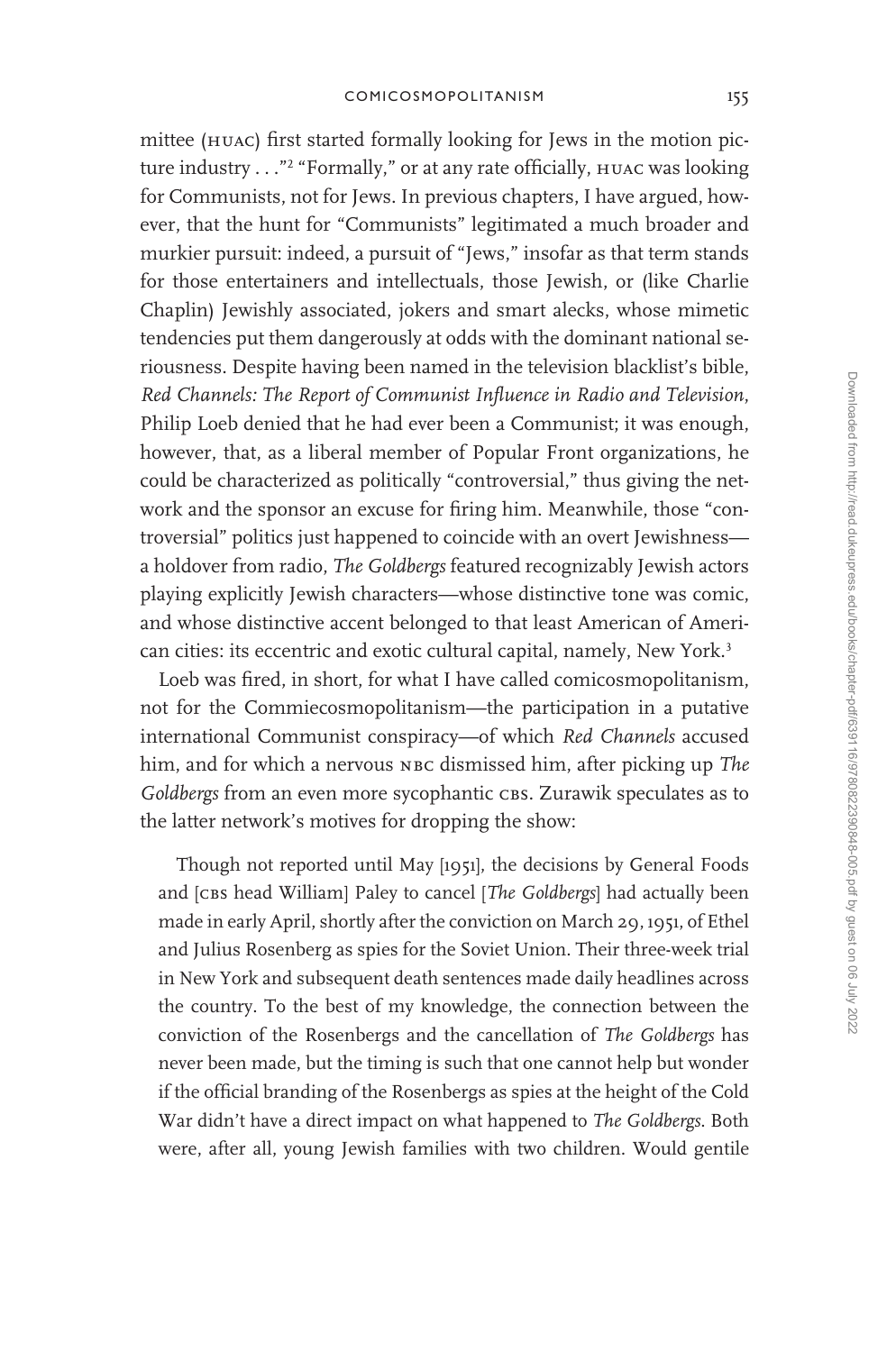mittee (HUAC) first started formally looking for Jews in the motion picture industry . . ."[2] "Formally," or at any rate officially, HUAC was looking for Communists, not for Jews. In previous chapters, I have argued, however, that the hunt for "Communists" legitimated a much broader and murkier pursuit: indeed, a pursuit of "Jews," insofar as that term stands for those entertainers and intellectuals, those Jewish, or (like Charlie Chaplin) Jewishly associated, jokers and smart alecks, whose mimetic tendencies put them dangerously at odds with the dominant national seriousness. Despite having been named in the television blacklist's bible, *Red Channels: The Report of Communist Influence in Radio and Television*, Philip Loeb denied that he had ever been a Communist; it was enough, however, that, as a liberal member of Popular Front organizations, he could be characterized as politically "controversial," thus giving the network and the sponsor an excuse for firing him. Meanwhile, those "controversial" politics just happened to coincide with an overt Jewishness—a holdover from radio, *The Goldbergs* featured recognizably Jewish actors playing explicitly Jewish characters—whose distinctive tone was comic, and whose distinctive accent belonged to that least American of American cities: its eccentric and exotic cultural capital, namely, New York.[3]

Loeb was fired, in short, for what I have called comicosmopolitanism, not for the Commiecosmopolitanism—the participation in a putative international Communist conspiracy—of which *Red Channels* accused him, and for which a nervous NBC dismissed him, after picking up *The Goldbergs* from an even more sycophantic CBS. Zurawik speculates as to the latter network's motives for dropping the show:

> Though not reported until May [1951], the decisions by General Foods and [CBS head William] Paley to cancel [*The Goldbergs*] had actually been made in early April, shortly after the conviction on March 29, 1951, of Ethel and Julius Rosenberg as spies for the Soviet Union. Their three-week trial in New York and subsequent death sentences made daily headlines across the country. To the best of my knowledge, the connection between the conviction of the Rosenbergs and the cancellation of *The Goldbergs* has never been made, but the timing is such that one cannot help but wonder if the official branding of the Rosenbergs as spies at the height of the Cold War didn't have a direct impact on what happened to *The Goldbergs*. Both were, after all, young Jewish families with two children. Would gentile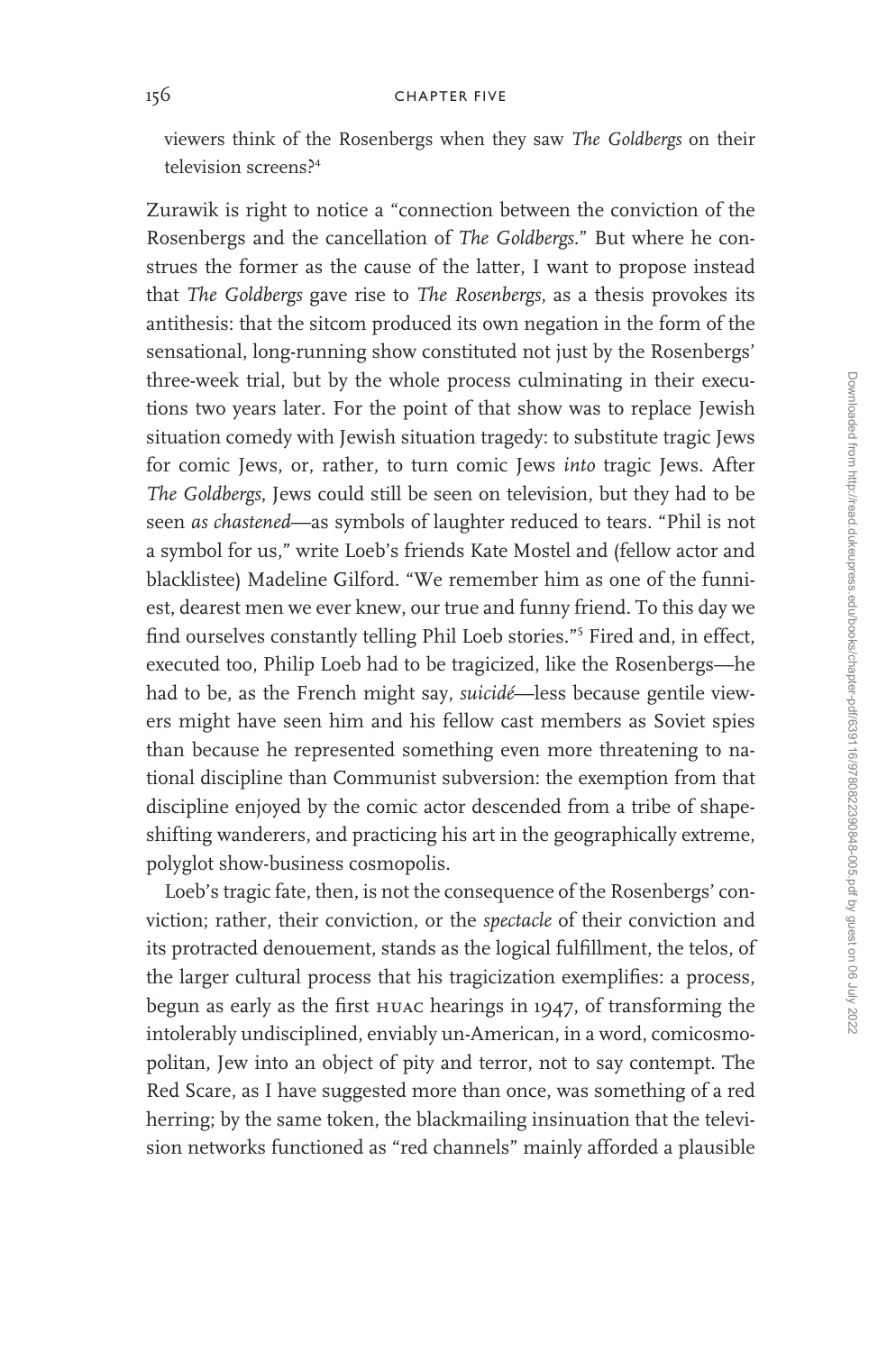viewers think of the Rosenbergs when they saw *The Goldbergs* on their television screens?[4]

Zurawik is right to notice a "connection between the conviction of the Rosenbergs and the cancellation of *The Goldbergs*." But where he construes the former as the cause of the latter, I want to propose instead that *The Goldbergs* gave rise to *The Rosenbergs*, as a thesis provokes its antithesis: that the sitcom produced its own negation in the form of the sensational, long-running show constituted not just by the Rosenbergs' three-week trial, but by the whole process culminating in their executions two years later. For the point of that show was to replace Jewish situation comedy with Jewish situation tragedy: to substitute tragic Jews for comic Jews, or, rather, to turn comic Jews *into* tragic Jews. After *The Goldbergs*, Jews could still be seen on television, but they had to be seen *as chastened*—as symbols of laughter reduced to tears. "Phil is not a symbol for us," write Loeb's friends Kate Mostel and (fellow actor and blacklistee) Madeline Gilford. "We remember him as one of the funniest, dearest men we ever knew, our true and funny friend. To this day we find ourselves constantly telling Phil Loeb stories."[5] Fired and, in effect, executed too, Philip Loeb had to be tragicized, like the Rosenbergs—he had to be, as the French might say, *suicidé*—less because gentile viewers might have seen him and his fellow cast members as Soviet spies than because he represented something even more threatening to national discipline than Communist subversion: the exemption from that discipline enjoyed by the comic actor descended from a tribe of shape-shifting wanderers, and practicing his art in the geographically extreme, polyglot show-business cosmopolis.

Loeb's tragic fate, then, is not the consequence of the Rosenbergs' conviction; rather, their conviction, or the *spectacle* of their conviction and its protracted denouement, stands as the logical fulfillment, the telos, of the larger cultural process that his tragicization exemplifies: a process, begun as early as the first HUAC hearings in 1947, of transforming the intolerably undisciplined, enviably un-American, in a word, comicosmopolitan, Jew into an object of pity and terror, not to say contempt. The Red Scare, as I have suggested more than once, was something of a red herring; by the same token, the blackmailing insinuation that the television networks functioned as "red channels" mainly afforded a plausible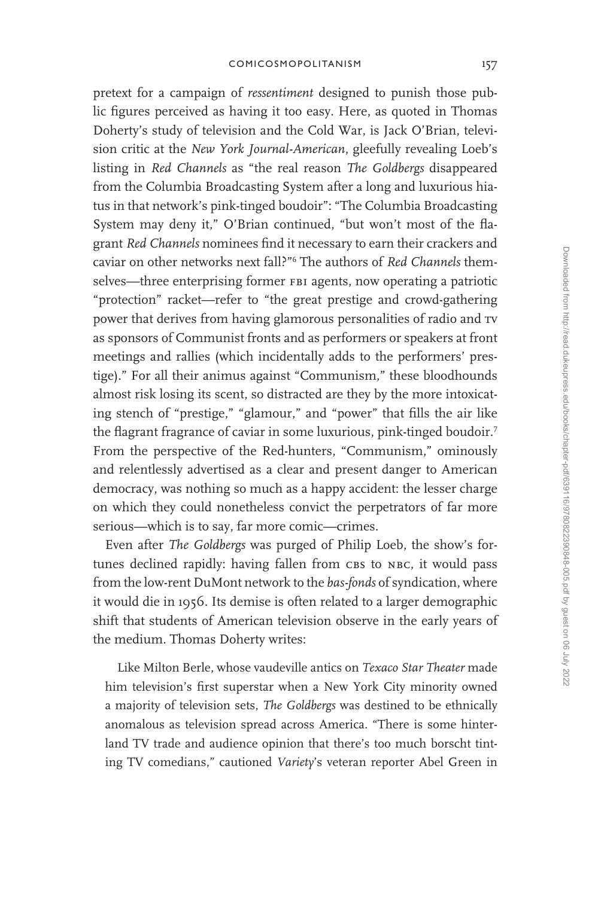pretext for a campaign of *ressentiment* designed to punish those public figures perceived as having it too easy. Here, as quoted in Thomas Doherty's study of television and the Cold War, is Jack O'Brian, television critic at the *New York Journal-American*, gleefully revealing Loeb's listing in *Red Channels* as "the real reason *The Goldbergs* disappeared from the Columbia Broadcasting System after a long and luxurious hiatus in that network's pink-tinged boudoir": "The Columbia Broadcasting System may deny it," O'Brian continued, "but won't most of the flagrant *Red Channels* nominees find it necessary to earn their crackers and caviar on other networks next fall?"[6] The authors of *Red Channels* themselves—three enterprising former FBI agents, now operating a patriotic "protection" racket—refer to "the great prestige and crowd-gathering power that derives from having glamorous personalities of radio and TV as sponsors of Communist fronts and as performers or speakers at front meetings and rallies (which incidentally adds to the performers' prestige)." For all their animus against "Communism," these bloodhounds almost risk losing its scent, so distracted are they by the more intoxicating stench of "prestige," "glamour," and "power" that fills the air like the flagrant fragrance of caviar in some luxurious, pink-tinged boudoir.[7] From the perspective of the Red-hunters, "Communism," ominously and relentlessly advertised as a clear and present danger to American democracy, was nothing so much as a happy accident: the lesser charge on which they could nonetheless convict the perpetrators of far more serious—which is to say, far more comic—crimes.

Even after *The Goldbergs* was purged of Philip Loeb, the show's fortunes declined rapidly: having fallen from CBS to NBC, it would pass from the low-rent DuMont network to the *bas-fonds* of syndication, where it would die in 1956. Its demise is often related to a larger demographic shift that students of American television observe in the early years of the medium. Thomas Doherty writes:

> Like Milton Berle, whose vaudeville antics on *Texaco Star Theater* made him television's first superstar when a New York City minority owned a majority of television sets, *The Goldbergs* was destined to be ethnically anomalous as television spread across America. "There is some hinterland TV trade and audience opinion that there's too much borscht tinting TV comedians," cautioned *Variety*'s veteran reporter Abel Green in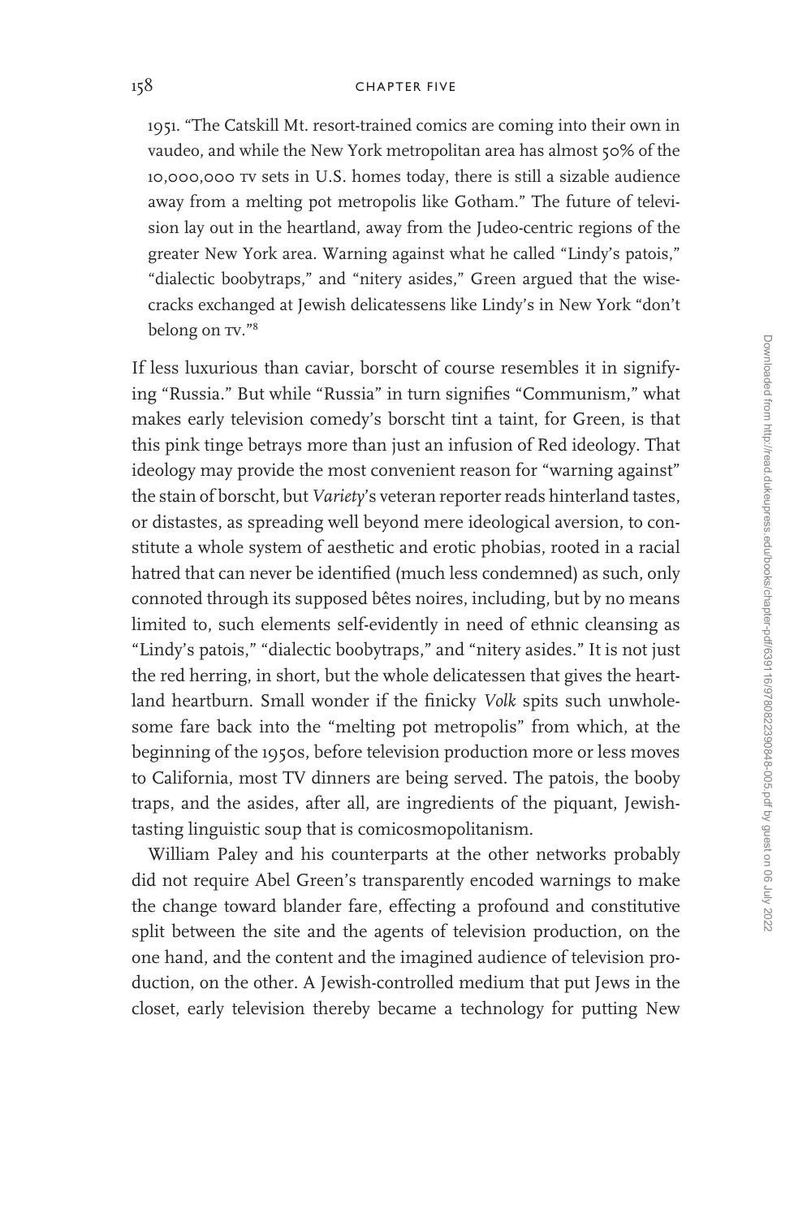1951. "The Catskill Mt. resort-trained comics are coming into their own in vaudeo, and while the New York metropolitan area has almost 50% of the 10,000,000 TV sets in U.S. homes today, there is still a sizable audience away from a melting pot metropolis like Gotham." The future of television lay out in the heartland, away from the Judeo-centric regions of the greater New York area. Warning against what he called "Lindy's patois," "dialectic boobytraps," and "nitery asides," Green argued that the wisecracks exchanged at Jewish delicatessens like Lindy's in New York "don't belong on TV."[8]

If less luxurious than caviar, borscht of course resembles it in signifying "Russia." But while "Russia" in turn signifies "Communism," what makes early television comedy's borscht tint a taint, for Green, is that this pink tinge betrays more than just an infusion of Red ideology. That ideology may provide the most convenient reason for "warning against" the stain of borscht, but *Variety*'s veteran reporter reads hinterland tastes, or distastes, as spreading well beyond mere ideological aversion, to constitute a whole system of aesthetic and erotic phobias, rooted in a racial hatred that can never be identified (much less condemned) as such, only connoted through its supposed bêtes noires, including, but by no means limited to, such elements self-evidently in need of ethnic cleansing as "Lindy's patois," "dialectic boobytraps," and "nitery asides." It is not just the red herring, in short, but the whole delicatessen that gives the heartland heartburn. Small wonder if the finicky *Volk* spits such unwholesome fare back into the "melting pot metropolis" from which, at the beginning of the 1950s, before television production more or less moves to California, most TV dinners are being served. The patois, the booby traps, and the asides, after all, are ingredients of the piquant, Jewish-tasting linguistic soup that is comicosmopolitanism.

William Paley and his counterparts at the other networks probably did not require Abel Green's transparently encoded warnings to make the change toward blander fare, effecting a profound and constitutive split between the site and the agents of television production, on the one hand, and the content and the imagined audience of television production, on the other. A Jewish-controlled medium that put Jews in the closet, early television thereby became a technology for putting New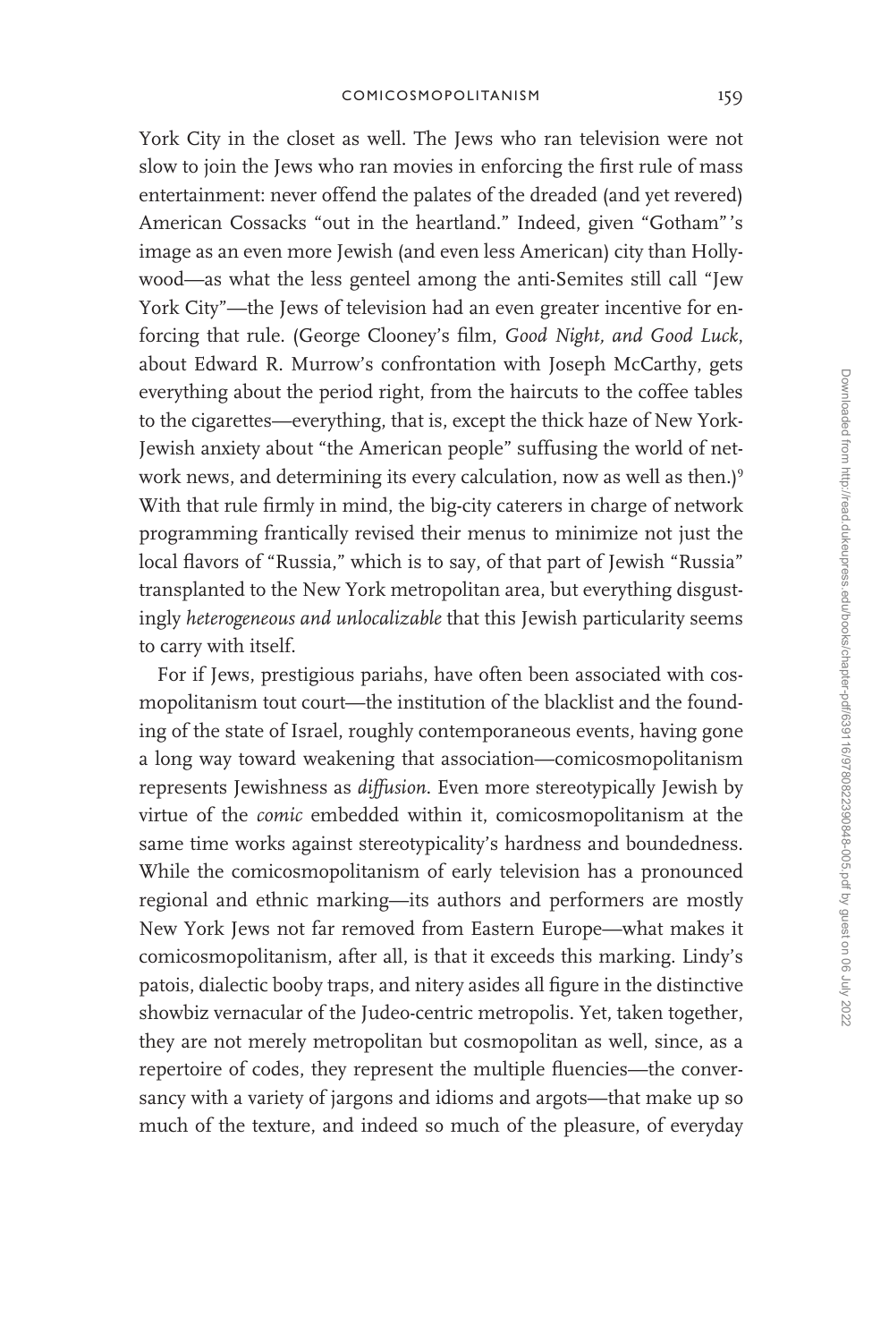York City in the closet as well. The Jews who ran television were not slow to join the Jews who ran movies in enforcing the first rule of mass entertainment: never offend the palates of the dreaded (and yet revered) American Cossacks "out in the heartland." Indeed, given "Gotham"'s image as an even more Jewish (and even less American) city than Hollywood—as what the less genteel among the anti-Semites still call "Jew York City"—the Jews of television had an even greater incentive for enforcing that rule. (George Clooney's film, *Good Night, and Good Luck*, about Edward R. Murrow's confrontation with Joseph McCarthy, gets everything about the period right, from the haircuts to the coffee tables to the cigarettes—everything, that is, except the thick haze of New York-Jewish anxiety about "the American people" suffusing the world of network news, and determining its every calculation, now as well as then.)[9] With that rule firmly in mind, the big-city caterers in charge of network programming frantically revised their menus to minimize not just the local flavors of "Russia," which is to say, of that part of Jewish "Russia" transplanted to the New York metropolitan area, but everything disgustingly *heterogeneous and unlocalizable* that this Jewish particularity seems to carry with itself.

For if Jews, prestigious pariahs, have often been associated with cosmopolitanism tout court—the institution of the blacklist and the founding of the state of Israel, roughly contemporaneous events, having gone a long way toward weakening that association—comicosmopolitanism represents Jewishness as *diffusion*. Even more stereotypically Jewish by virtue of the *comic* embedded within it, comicosmopolitanism at the same time works against stereotypicality's hardness and boundedness. While the comicosmopolitanism of early television has a pronounced regional and ethnic marking—its authors and performers are mostly New York Jews not far removed from Eastern Europe—what makes it comicosmopolitanism, after all, is that it exceeds this marking. Lindy's patois, dialectic booby traps, and nitery asides all figure in the distinctive showbiz vernacular of the Judeo-centric metropolis. Yet, taken together, they are not merely metropolitan but cosmopolitan as well, since, as a repertoire of codes, they represent the multiple fluencies—the conversancy with a variety of jargons and idioms and argots—that make up so much of the texture, and indeed so much of the pleasure, of everyday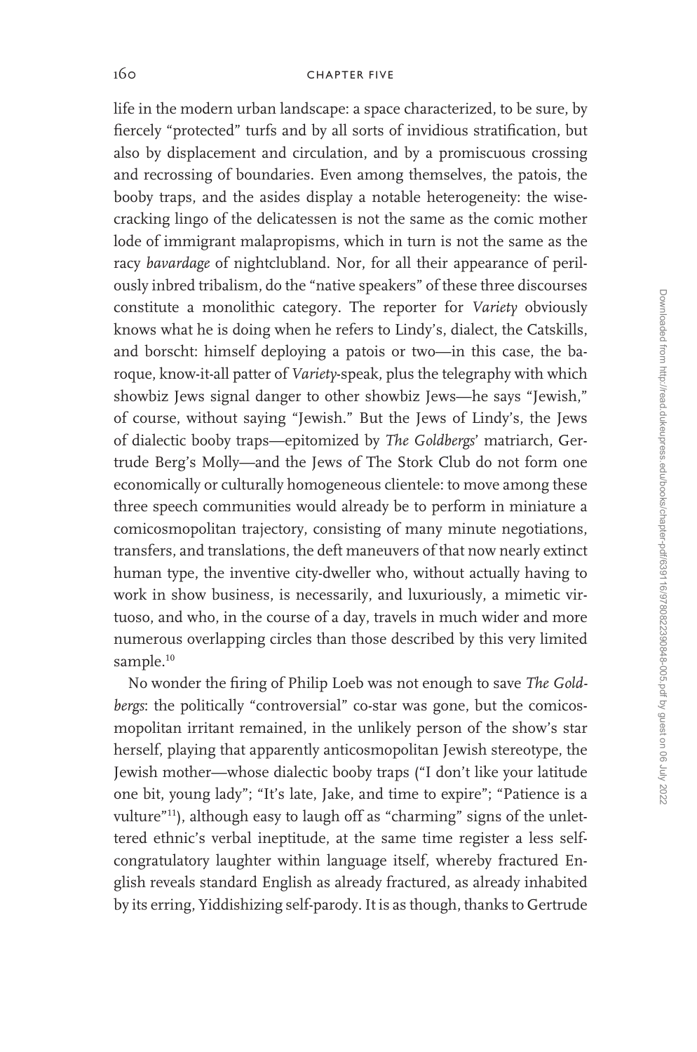life in the modern urban landscape: a space characterized, to be sure, by fiercely "protected" turfs and by all sorts of invidious stratification, but also by displacement and circulation, and by a promiscuous crossing and recrossing of boundaries. Even among themselves, the patois, the booby traps, and the asides display a notable heterogeneity: the wisecracking lingo of the delicatessen is not the same as the comic mother lode of immigrant malapropisms, which in turn is not the same as the racy *bavardage* of nightclubland. Nor, for all their appearance of perilously inbred tribalism, do the "native speakers" of these three discourses constitute a monolithic category. The reporter for *Variety* obviously knows what he is doing when he refers to Lindy's, dialect, the Catskills, and borscht: himself deploying a patois or two—in this case, the baroque, know-it-all patter of *Variety*-speak, plus the telegraphy with which showbiz Jews signal danger to other showbiz Jews—he says "Jewish," of course, without saying "Jewish." But the Jews of Lindy's, the Jews of dialectic booby traps—epitomized by *The Goldbergs*' matriarch, Gertrude Berg's Molly—and the Jews of The Stork Club do not form one economically or culturally homogeneous clientele: to move among these three speech communities would already be to perform in miniature a comicosmopolitan trajectory, consisting of many minute negotiations, transfers, and translations, the deft maneuvers of that now nearly extinct human type, the inventive city-dweller who, without actually having to work in show business, is necessarily, and luxuriously, a mimetic virtuoso, and who, in the course of a day, travels in much wider and more numerous overlapping circles than those described by this very limited sample.[10]

No wonder the firing of Philip Loeb was not enough to save *The Goldbergs*: the politically "controversial" co-star was gone, but the comicosmopolitan irritant remained, in the unlikely person of the show's star herself, playing that apparently anticosmopolitan Jewish stereotype, the Jewish mother—whose dialectic booby traps ("I don't like your latitude one bit, young lady"; "It's late, Jake, and time to expire"; "Patience is a vulture"[11]), although easy to laugh off as "charming" signs of the unlettered ethnic's verbal ineptitude, at the same time register a less self-congratulatory laughter within language itself, whereby fractured English reveals standard English as already fractured, as already inhabited by its erring, Yiddishizing self-parody. It is as though, thanks to Gertrude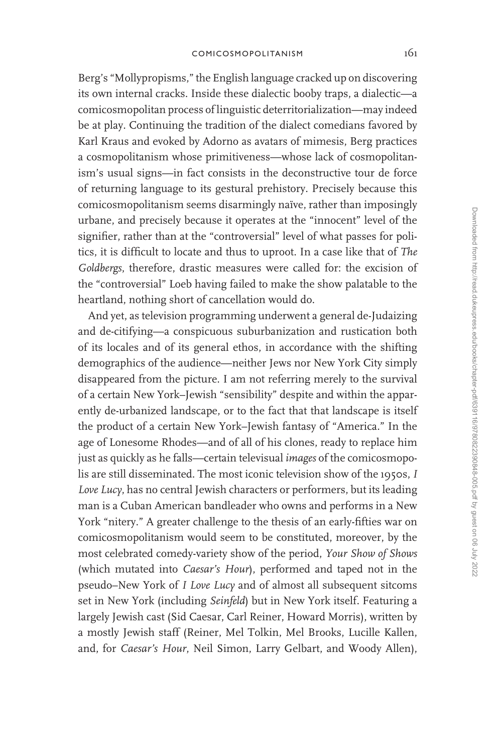Berg's "Mollypropisms," the English language cracked up on discovering its own internal cracks. Inside these dialectic booby traps, a dialectic—a comicosmopolitan process of linguistic deterritorialization—may indeed be at play. Continuing the tradition of the dialect comedians favored by Karl Kraus and evoked by Adorno as avatars of mimesis, Berg practices a cosmopolitanism whose primitiveness—whose lack of cosmopolitanism's usual signs—in fact consists in the deconstructive tour de force of returning language to its gestural prehistory. Precisely because this comicosmopolitanism seems disarmingly naïve, rather than imposingly urbane, and precisely because it operates at the "innocent" level of the signifier, rather than at the "controversial" level of what passes for politics, it is difficult to locate and thus to uproot. In a case like that of *The Goldbergs*, therefore, drastic measures were called for: the excision of the "controversial" Loeb having failed to make the show palatable to the heartland, nothing short of cancellation would do.

And yet, as television programming underwent a general de-Judaizing and de-citifying—a conspicuous suburbanization and rustication both of its locales and of its general ethos, in accordance with the shifting demographics of the audience—neither Jews nor New York City simply disappeared from the picture. I am not referring merely to the survival of a certain New York–Jewish "sensibility" despite and within the apparently de-urbanized landscape, or to the fact that that landscape is itself the product of a certain New York–Jewish fantasy of "America." In the age of Lonesome Rhodes—and of all of his clones, ready to replace him just as quickly as he falls—certain televisual *images* of the comicosmopolis are still disseminated. The most iconic television show of the 1950s, *I Love Lucy*, has no central Jewish characters or performers, but its leading man is a Cuban American bandleader who owns and performs in a New York "nitery." A greater challenge to the thesis of an early-fifties war on comicosmopolitanism would seem to be constituted, moreover, by the most celebrated comedy-variety show of the period, *Your Show of Shows* (which mutated into *Caesar's Hour*), performed and taped not in the pseudo–New York of *I Love Lucy* and of almost all subsequent sitcoms set in New York (including *Seinfeld*) but in New York itself. Featuring a largely Jewish cast (Sid Caesar, Carl Reiner, Howard Morris), written by a mostly Jewish staff (Reiner, Mel Tolkin, Mel Brooks, Lucille Kallen, and, for *Caesar's Hour*, Neil Simon, Larry Gelbart, and Woody Allen),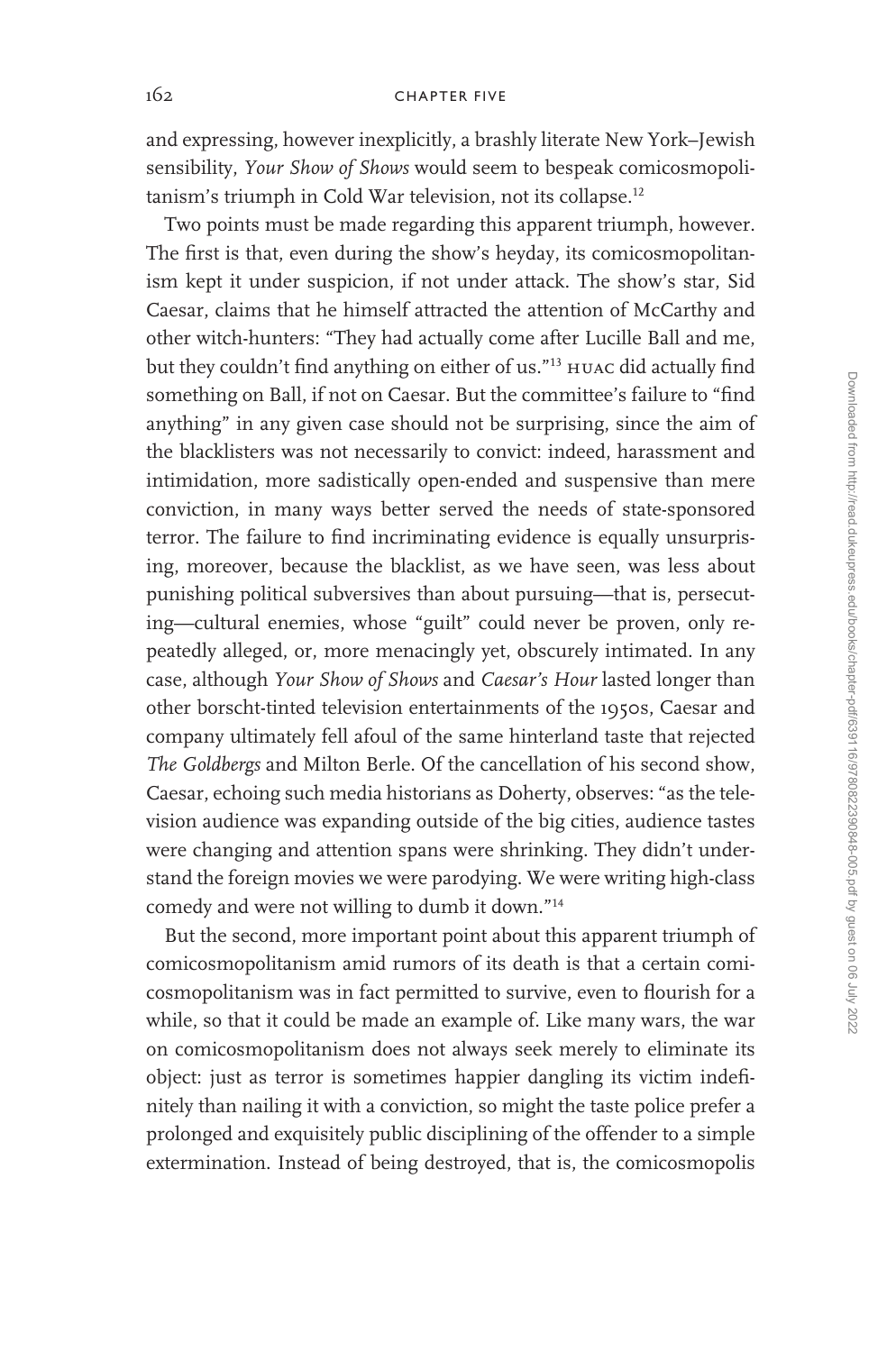and expressing, however inexplicitly, a brashly literate New York–Jewish sensibility, *Your Show of Shows* would seem to bespeak comicosmopolitanism's triumph in Cold War television, not its collapse.[12]

Two points must be made regarding this apparent triumph, however. The first is that, even during the show's heyday, its comicosmopolitanism kept it under suspicion, if not under attack. The show's star, Sid Caesar, claims that he himself attracted the attention of McCarthy and other witch-hunters: "They had actually come after Lucille Ball and me, but they couldn't find anything on either of us."[13] HUAC did actually find something on Ball, if not on Caesar. But the committee's failure to "find anything" in any given case should not be surprising, since the aim of the blacklisters was not necessarily to convict: indeed, harassment and intimidation, more sadistically open-ended and suspensive than mere conviction, in many ways better served the needs of state-sponsored terror. The failure to find incriminating evidence is equally unsurprising, moreover, because the blacklist, as we have seen, was less about punishing political subversives than about pursuing—that is, persecuting—cultural enemies, whose "guilt" could never be proven, only repeatedly alleged, or, more menacingly yet, obscurely intimated. In any case, although *Your Show of Shows* and *Caesar's Hour* lasted longer than other borscht-tinted television entertainments of the 1950s, Caesar and company ultimately fell afoul of the same hinterland taste that rejected *The Goldbergs* and Milton Berle. Of the cancellation of his second show, Caesar, echoing such media historians as Doherty, observes: "as the television audience was expanding outside of the big cities, audience tastes were changing and attention spans were shrinking. They didn't understand the foreign movies we were parodying. We were writing high-class comedy and were not willing to dumb it down."[14]

But the second, more important point about this apparent triumph of comicosmopolitanism amid rumors of its death is that a certain comicosmopolitanism was in fact permitted to survive, even to flourish for a while, so that it could be made an example of. Like many wars, the war on comicosmopolitanism does not always seek merely to eliminate its object: just as terror is sometimes happier dangling its victim indefinitely than nailing it with a conviction, so might the taste police prefer a prolonged and exquisitely public disciplining of the offender to a simple extermination. Instead of being destroyed, that is, the comicosmopolis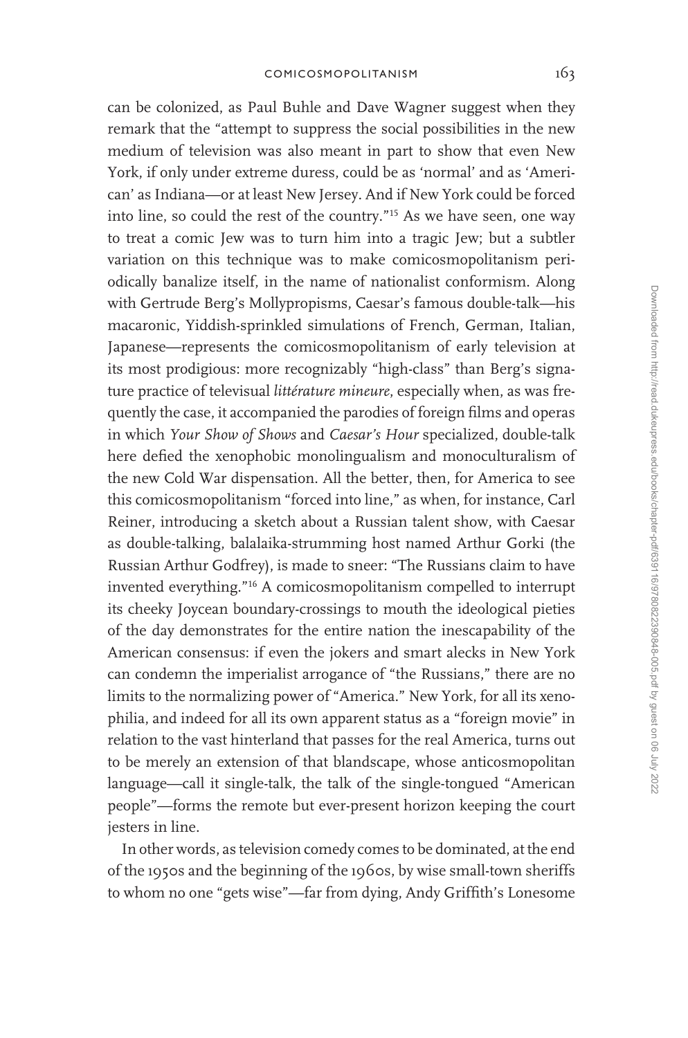can be colonized, as Paul Buhle and Dave Wagner suggest when they remark that the "attempt to suppress the social possibilities in the new medium of television was also meant in part to show that even New York, if only under extreme duress, could be as 'normal' and as 'American' as Indiana—or at least New Jersey. And if New York could be forced into line, so could the rest of the country."[15] As we have seen, one way to treat a comic Jew was to turn him into a tragic Jew; but a subtler variation on this technique was to make comicosmopolitanism periodically banalize itself, in the name of nationalist conformism. Along with Gertrude Berg's Mollypropisms, Caesar's famous double-talk—his macaronic, Yiddish-sprinkled simulations of French, German, Italian, Japanese—represents the comicosmopolitanism of early television at its most prodigious: more recognizably "high-class" than Berg's signature practice of televisual *littérature mineure*, especially when, as was frequently the case, it accompanied the parodies of foreign films and operas in which *Your Show of Shows* and *Caesar's Hour* specialized, double-talk here defied the xenophobic monolingualism and monoculturalism of the new Cold War dispensation. All the better, then, for America to see this comicosmopolitanism "forced into line," as when, for instance, Carl Reiner, introducing a sketch about a Russian talent show, with Caesar as double-talking, balalaika-strumming host named Arthur Gorki (the Russian Arthur Godfrey), is made to sneer: "The Russians claim to have invented everything."[16] A comicosmopolitanism compelled to interrupt its cheeky Joycean boundary-crossings to mouth the ideological pieties of the day demonstrates for the entire nation the inescapability of the American consensus: if even the jokers and smart alecks in New York can condemn the imperialist arrogance of "the Russians," there are no limits to the normalizing power of "America." New York, for all its xenophilia, and indeed for all its own apparent status as a "foreign movie" in relation to the vast hinterland that passes for the real America, turns out to be merely an extension of that blandscape, whose anticosmopolitan language—call it single-talk, the talk of the single-tongued "American people"—forms the remote but ever-present horizon keeping the court jesters in line.

In other words, as television comedy comes to be dominated, at the end of the 1950s and the beginning of the 1960s, by wise small-town sheriffs to whom no one "gets wise"—far from dying, Andy Griffith's Lonesome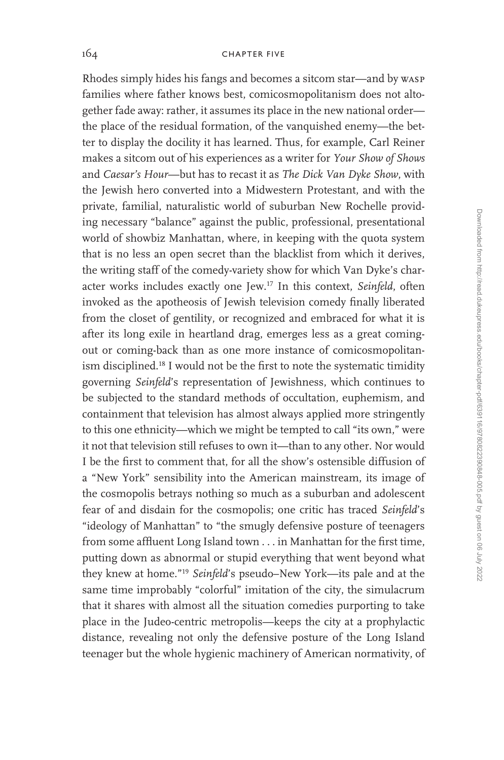Rhodes simply hides his fangs and becomes a sitcom star—and by WASP families where father knows best, comicosmopolitanism does not altogether fade away: rather, it assumes its place in the new national order—the place of the residual formation, of the vanquished enemy—the better to display the docility it has learned. Thus, for example, Carl Reiner makes a sitcom out of his experiences as a writer for *Your Show of Shows* and *Caesar's Hour*—but has to recast it as *The Dick Van Dyke Show*, with the Jewish hero converted into a Midwestern Protestant, and with the private, familial, naturalistic world of suburban New Rochelle providing necessary "balance" against the public, professional, presentational world of showbiz Manhattan, where, in keeping with the quota system that is no less an open secret than the blacklist from which it derives, the writing staff of the comedy-variety show for which Van Dyke's character works includes exactly one Jew.[17] In this context, *Seinfeld*, often invoked as the apotheosis of Jewish television comedy finally liberated from the closet of gentility, or recognized and embraced for what it is after its long exile in heartland drag, emerges less as a great coming-out or coming-back than as one more instance of comicosmopolitanism disciplined.[18] I would not be the first to note the systematic timidity governing *Seinfeld*'s representation of Jewishness, which continues to be subjected to the standard methods of occultation, euphemism, and containment that television has almost always applied more stringently to this one ethnicity—which we might be tempted to call "its own," were it not that television still refuses to own it—than to any other. Nor would I be the first to comment that, for all the show's ostensible diffusion of a "New York" sensibility into the American mainstream, its image of the cosmopolis betrays nothing so much as a suburban and adolescent fear of and disdain for the cosmopolis; one critic has traced *Seinfeld*'s "ideology of Manhattan" to "the smugly defensive posture of teenagers from some affluent Long Island town . . . in Manhattan for the first time, putting down as abnormal or stupid everything that went beyond what they knew at home."[19] *Seinfeld*'s pseudo–New York—its pale and at the same time improbably "colorful" imitation of the city, the simulacrum that it shares with almost all the situation comedies purporting to take place in the Judeo-centric metropolis—keeps the city at a prophylactic distance, revealing not only the defensive posture of the Long Island teenager but the whole hygienic machinery of American normativity, of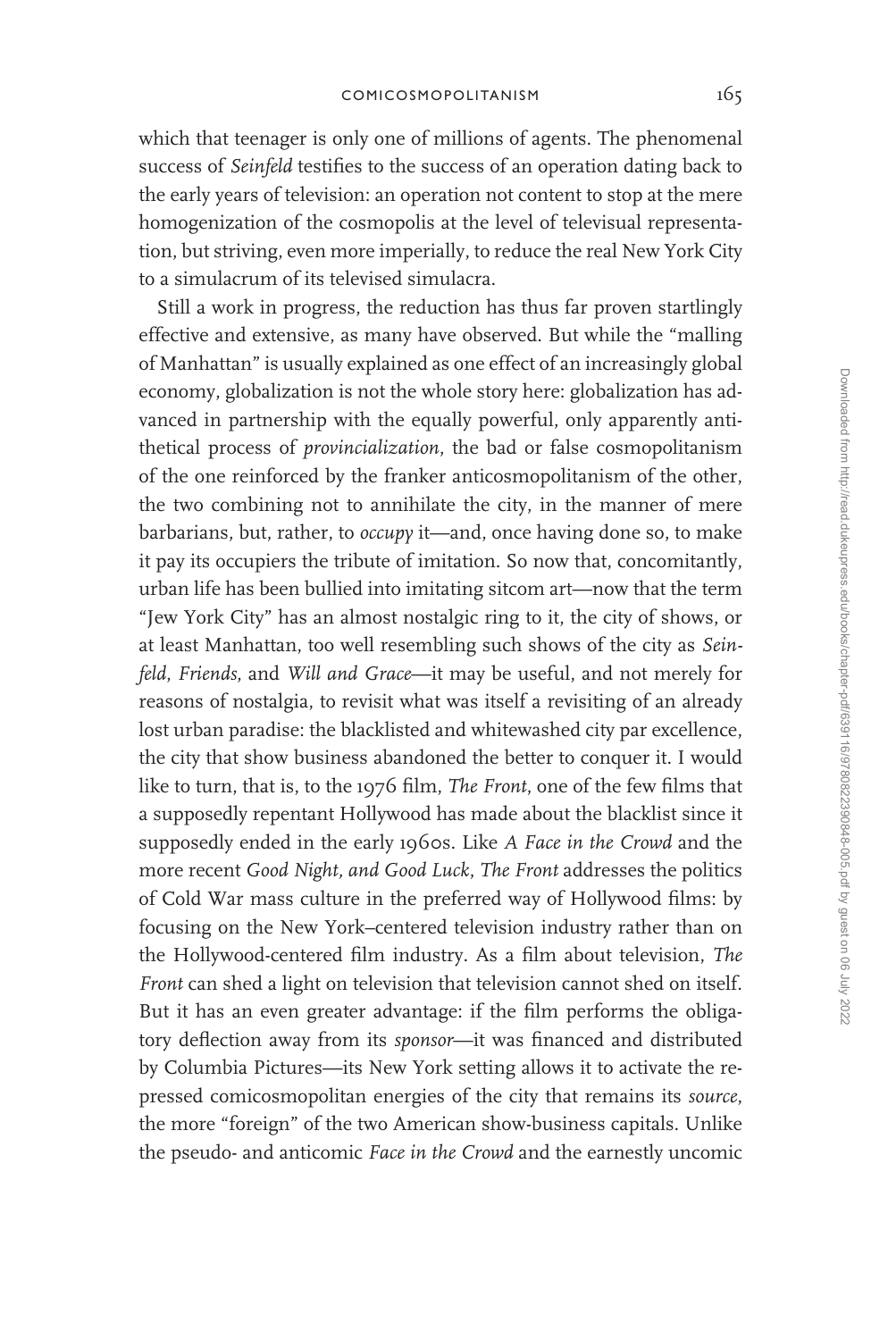which that teenager is only one of millions of agents. The phenomenal success of *Seinfeld* testifies to the success of an operation dating back to the early years of television: an operation not content to stop at the mere homogenization of the cosmopolis at the level of televisual representation, but striving, even more imperially, to reduce the real New York City to a simulacrum of its televised simulacra.

Still a work in progress, the reduction has thus far proven startlingly effective and extensive, as many have observed. But while the "malling of Manhattan" is usually explained as one effect of an increasingly global economy, globalization is not the whole story here: globalization has advanced in partnership with the equally powerful, only apparently antithetical process of *provincialization*, the bad or false cosmopolitanism of the one reinforced by the franker anticosmopolitanism of the other, the two combining not to annihilate the city, in the manner of mere barbarians, but, rather, to *occupy* it—and, once having done so, to make it pay its occupiers the tribute of imitation. So now that, concomitantly, urban life has been bullied into imitating sitcom art—now that the term "Jew York City" has an almost nostalgic ring to it, the city of shows, or at least Manhattan, too well resembling such shows of the city as *Seinfeld*, *Friends*, and *Will and Grace*—it may be useful, and not merely for reasons of nostalgia, to revisit what was itself a revisiting of an already lost urban paradise: the blacklisted and whitewashed city par excellence, the city that show business abandoned the better to conquer it. I would like to turn, that is, to the 1976 film, *The Front*, one of the few films that a supposedly repentant Hollywood has made about the blacklist since it supposedly ended in the early 1960s. Like *A Face in the Crowd* and the more recent *Good Night, and Good Luck*, *The Front* addresses the politics of Cold War mass culture in the preferred way of Hollywood films: by focusing on the New York–centered television industry rather than on the Hollywood-centered film industry. As a film about television, *The Front* can shed a light on television that television cannot shed on itself. But it has an even greater advantage: if the film performs the obligatory deflection away from its *sponsor*—it was financed and distributed by Columbia Pictures—its New York setting allows it to activate the repressed comicosmopolitan energies of the city that remains its *source*, the more "foreign" of the two American show-business capitals. Unlike the pseudo- and anticomic *Face in the Crowd* and the earnestly uncomic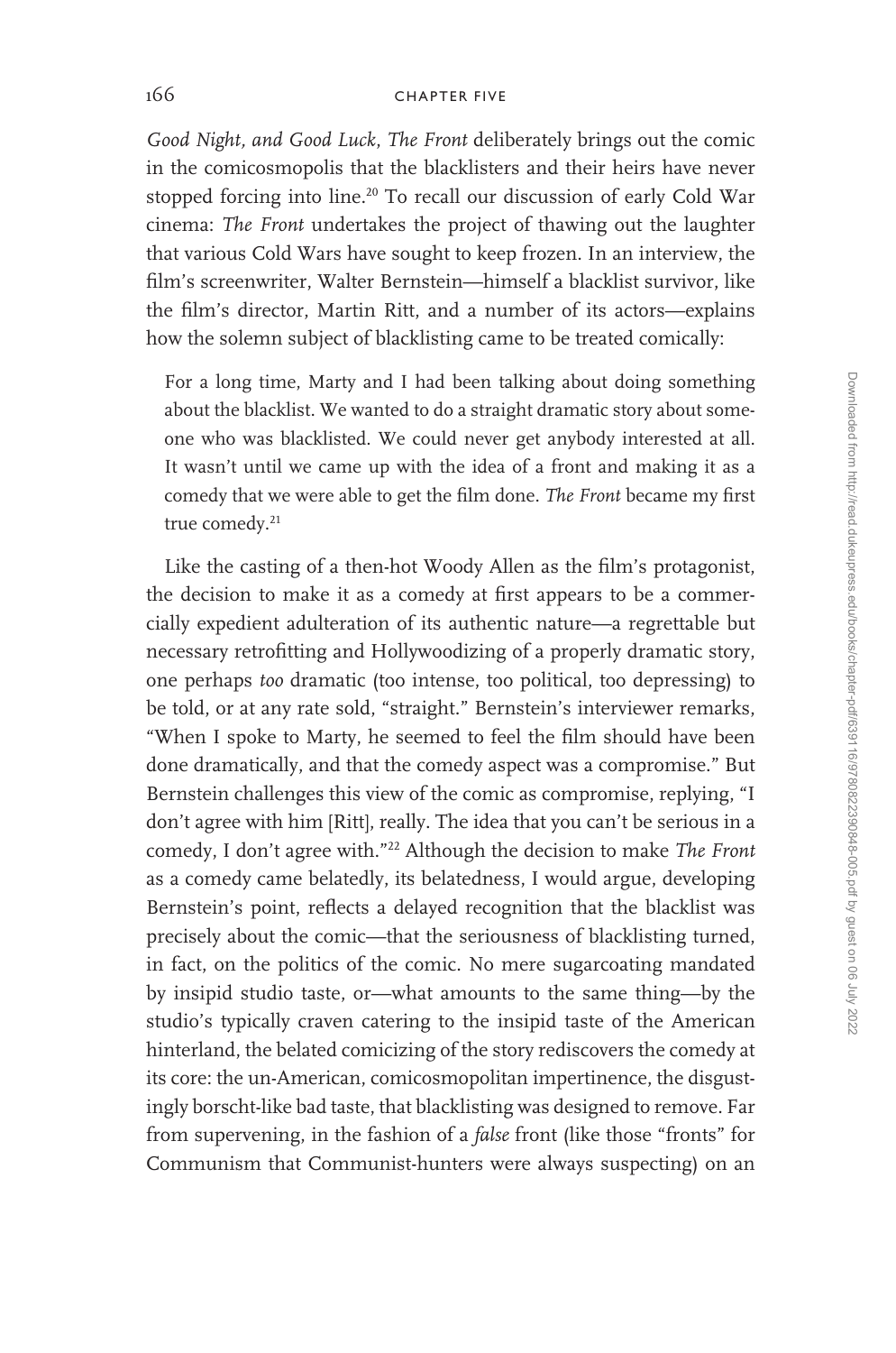*Good Night, and Good Luck*, *The Front* deliberately brings out the comic in the comicosmopolis that the blacklisters and their heirs have never stopped forcing into line.[20] To recall our discussion of early Cold War cinema: *The Front* undertakes the project of thawing out the laughter that various Cold Wars have sought to keep frozen. In an interview, the film's screenwriter, Walter Bernstein—himself a blacklist survivor, like the film's director, Martin Ritt, and a number of its actors—explains how the solemn subject of blacklisting came to be treated comically:

> For a long time, Marty and I had been talking about doing something about the blacklist. We wanted to do a straight dramatic story about someone who was blacklisted. We could never get anybody interested at all. It wasn't until we came up with the idea of a front and making it as a comedy that we were able to get the film done. *The Front* became my first true comedy.[21]

Like the casting of a then-hot Woody Allen as the film's protagonist, the decision to make it as a comedy at first appears to be a commercially expedient adulteration of its authentic nature—a regrettable but necessary retrofitting and Hollywoodizing of a properly dramatic story, one perhaps *too* dramatic (too intense, too political, too depressing) to be told, or at any rate sold, "straight." Bernstein's interviewer remarks, "When I spoke to Marty, he seemed to feel the film should have been done dramatically, and that the comedy aspect was a compromise." But Bernstein challenges this view of the comic as compromise, replying, "I don't agree with him [Ritt], really. The idea that you can't be serious in a comedy, I don't agree with."[22] Although the decision to make *The Front* as a comedy came belatedly, its belatedness, I would argue, developing Bernstein's point, reflects a delayed recognition that the blacklist was precisely about the comic—that the seriousness of blacklisting turned, in fact, on the politics of the comic. No mere sugarcoating mandated by insipid studio taste, or—what amounts to the same thing—by the studio's typically craven catering to the insipid taste of the American hinterland, the belated comicizing of the story rediscovers the comedy at its core: the un-American, comicosmopolitan impertinence, the disgustingly borscht-like bad taste, that blacklisting was designed to remove. Far from supervening, in the fashion of a *false* front (like those "fronts" for Communism that Communist-hunters were always suspecting) on an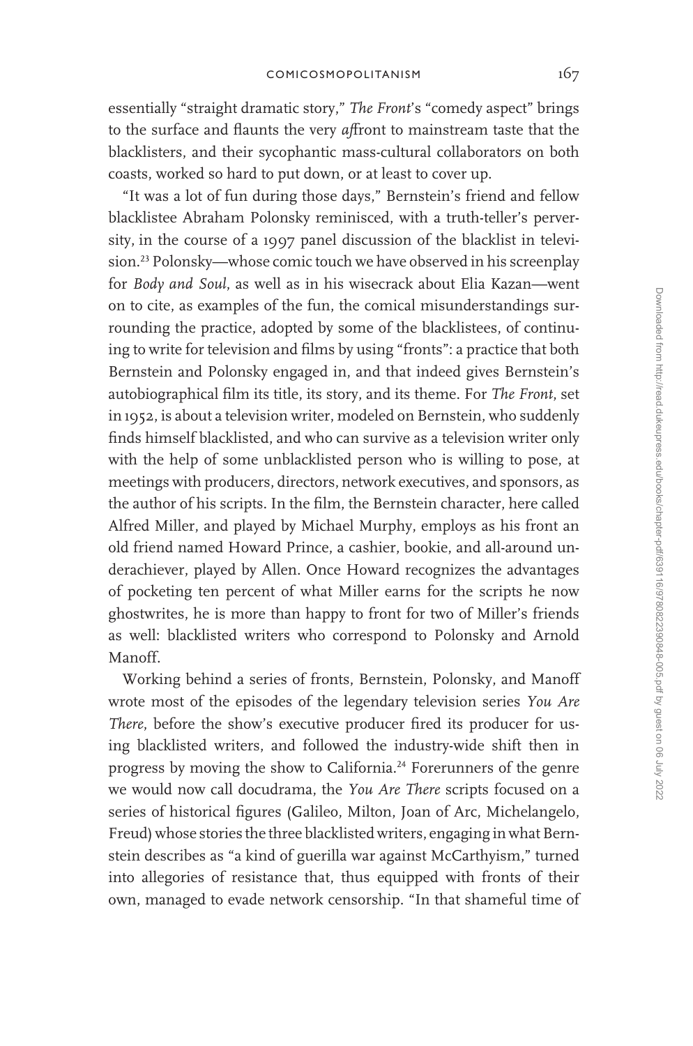essentially "straight dramatic story," *The Front*'s "comedy aspect" brings to the surface and flaunts the very *af*front to mainstream taste that the blacklisters, and their sycophantic mass-cultural collaborators on both coasts, worked so hard to put down, or at least to cover up.

"It was a lot of fun during those days," Bernstein's friend and fellow blacklistee Abraham Polonsky reminisced, with a truth-teller's perversity, in the course of a 1997 panel discussion of the blacklist in television.[23] Polonsky—whose comic touch we have observed in his screenplay for *Body and Soul*, as well as in his wisecrack about Elia Kazan—went on to cite, as examples of the fun, the comical misunderstandings surrounding the practice, adopted by some of the blacklistees, of continuing to write for television and films by using "fronts": a practice that both Bernstein and Polonsky engaged in, and that indeed gives Bernstein's autobiographical film its title, its story, and its theme. For *The Front*, set in 1952, is about a television writer, modeled on Bernstein, who suddenly finds himself blacklisted, and who can survive as a television writer only with the help of some unblacklisted person who is willing to pose, at meetings with producers, directors, network executives, and sponsors, as the author of his scripts. In the film, the Bernstein character, here called Alfred Miller, and played by Michael Murphy, employs as his front an old friend named Howard Prince, a cashier, bookie, and all-around underachiever, played by Allen. Once Howard recognizes the advantages of pocketing ten percent of what Miller earns for the scripts he now ghostwrites, he is more than happy to front for two of Miller's friends as well: blacklisted writers who correspond to Polonsky and Arnold Manoff.

Working behind a series of fronts, Bernstein, Polonsky, and Manoff wrote most of the episodes of the legendary television series *You Are There*, before the show's executive producer fired its producer for using blacklisted writers, and followed the industry-wide shift then in progress by moving the show to California.[24] Forerunners of the genre we would now call docudrama, the *You Are There* scripts focused on a series of historical figures (Galileo, Milton, Joan of Arc, Michelangelo, Freud) whose stories the three blacklisted writers, engaging in what Bernstein describes as "a kind of guerilla war against McCarthyism," turned into allegories of resistance that, thus equipped with fronts of their own, managed to evade network censorship. "In that shameful time of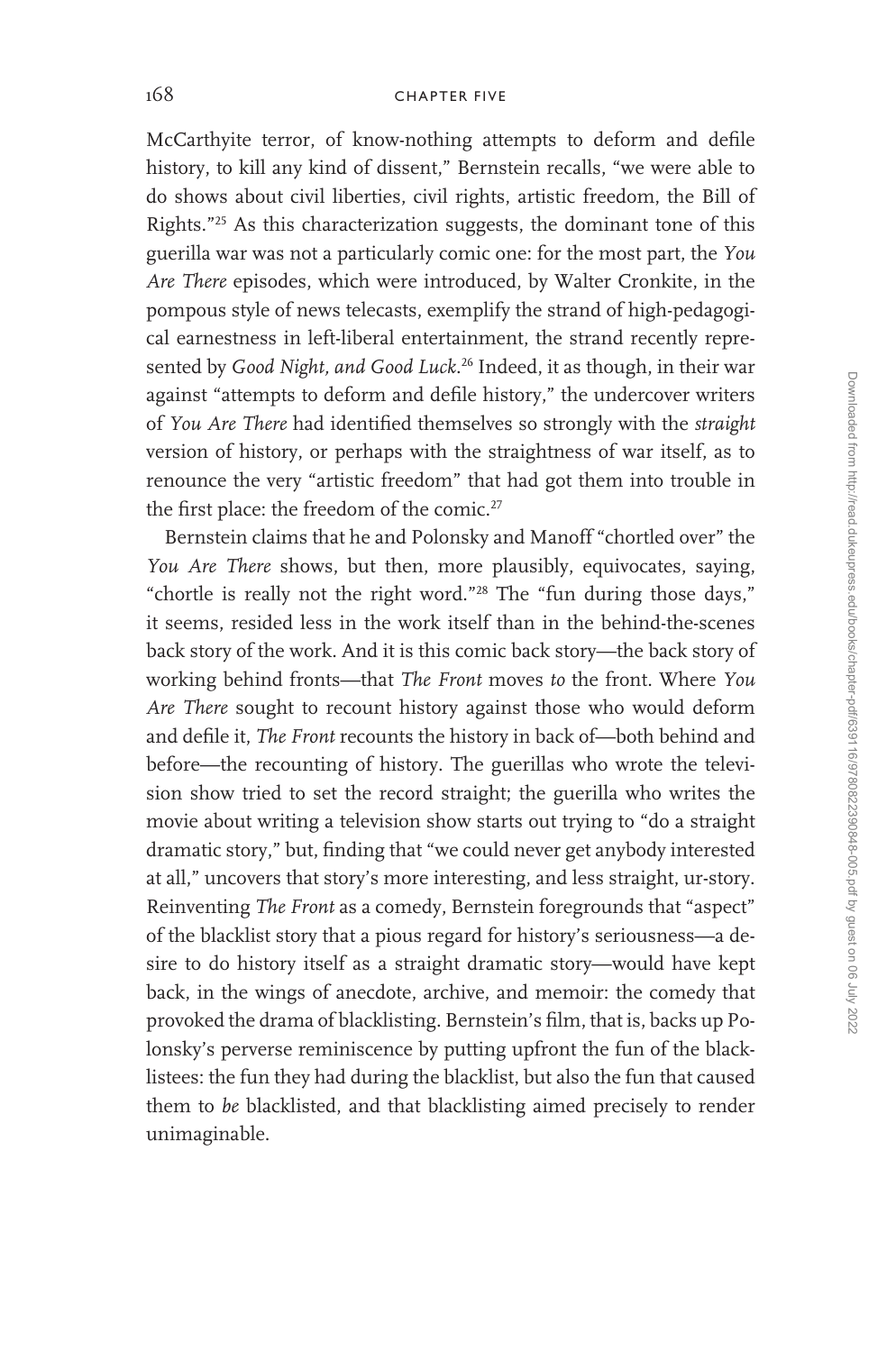McCarthyite terror, of know-nothing attempts to deform and defile history, to kill any kind of dissent," Bernstein recalls, "we were able to do shows about civil liberties, civil rights, artistic freedom, the Bill of Rights."[25] As this characterization suggests, the dominant tone of this guerilla war was not a particularly comic one: for the most part, the *You Are There* episodes, which were introduced, by Walter Cronkite, in the pompous style of news telecasts, exemplify the strand of high-pedagogical earnestness in left-liberal entertainment, the strand recently represented by *Good Night, and Good Luck*.[26] Indeed, it as though, in their war against "attempts to deform and defile history," the undercover writers of *You Are There* had identified themselves so strongly with the *straight* version of history, or perhaps with the straightness of war itself, as to renounce the very "artistic freedom" that had got them into trouble in the first place: the freedom of the comic.[27]

Bernstein claims that he and Polonsky and Manoff "chortled over" the *You Are There* shows, but then, more plausibly, equivocates, saying, "chortle is really not the right word."[28] The "fun during those days," it seems, resided less in the work itself than in the behind-the-scenes back story of the work. And it is this comic back story—the back story of working behind fronts—that *The Front* moves *to* the front. Where *You Are There* sought to recount history against those who would deform and defile it, *The Front* recounts the history in back of—both behind and before—the recounting of history. The guerillas who wrote the television show tried to set the record straight; the guerilla who writes the movie about writing a television show starts out trying to "do a straight dramatic story," but, finding that "we could never get anybody interested at all," uncovers that story's more interesting, and less straight, ur-story. Reinventing *The Front* as a comedy, Bernstein foregrounds that "aspect" of the blacklist story that a pious regard for history's seriousness—a desire to do history itself as a straight dramatic story—would have kept back, in the wings of anecdote, archive, and memoir: the comedy that provoked the drama of blacklisting. Bernstein's film, that is, backs up Polonsky's perverse reminiscence by putting upfront the fun of the blacklistees: the fun they had during the blacklist, but also the fun that caused them to *be* blacklisted, and that blacklisting aimed precisely to render unimaginable.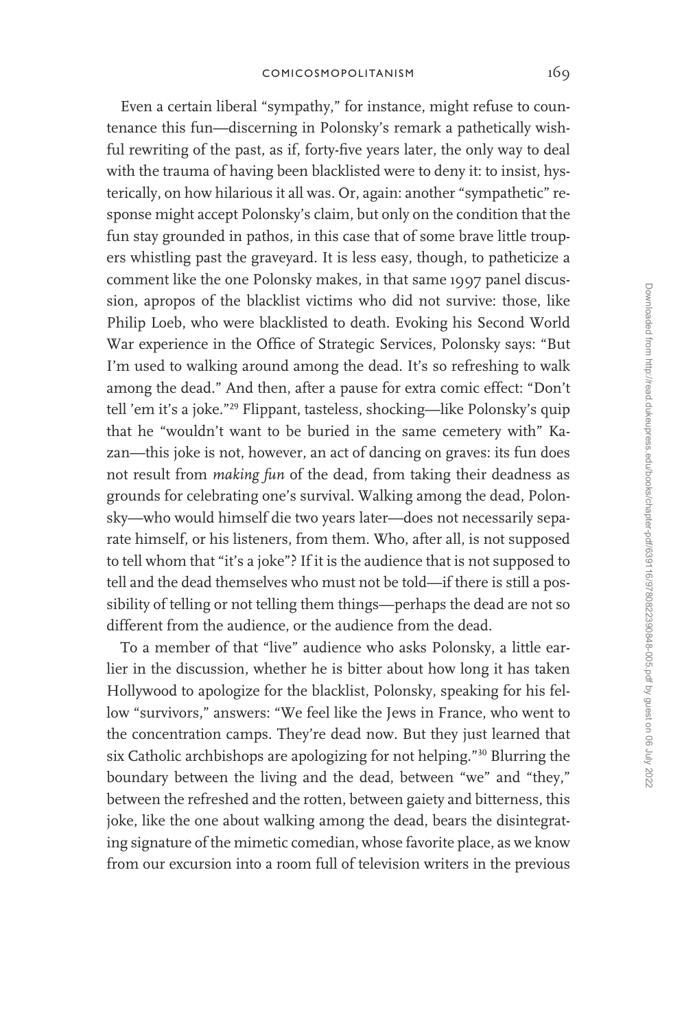Even a certain liberal "sympathy," for instance, might refuse to countenance this fun—discerning in Polonsky's remark a pathetically wishful rewriting of the past, as if, forty-five years later, the only way to deal with the trauma of having been blacklisted were to deny it: to insist, hysterically, on how hilarious it all was. Or, again: another "sympathetic" response might accept Polonsky's claim, but only on the condition that the fun stay grounded in pathos, in this case that of some brave little troupers whistling past the graveyard. It is less easy, though, to patheticize a comment like the one Polonsky makes, in that same 1997 panel discussion, apropos of the blacklist victims who did not survive: those, like Philip Loeb, who were blacklisted to death. Evoking his Second World War experience in the Office of Strategic Services, Polonsky says: "But I'm used to walking around among the dead. It's so refreshing to walk among the dead." And then, after a pause for extra comic effect: "Don't tell 'em it's a joke."[29] Flippant, tasteless, shocking—like Polonsky's quip that he "wouldn't want to be buried in the same cemetery with" Kazan—this joke is not, however, an act of dancing on graves: its fun does not result from *making fun* of the dead, from taking their deadness as grounds for celebrating one's survival. Walking among the dead, Polonsky—who would himself die two years later—does not necessarily separate himself, or his listeners, from them. Who, after all, is not supposed to tell whom that "it's a joke"? If it is the audience that is not supposed to tell and the dead themselves who must not be told—if there is still a possibility of telling or not telling them things—perhaps the dead are not so different from the audience, or the audience from the dead.

To a member of that "live" audience who asks Polonsky, a little earlier in the discussion, whether he is bitter about how long it has taken Hollywood to apologize for the blacklist, Polonsky, speaking for his fellow "survivors," answers: "We feel like the Jews in France, who went to the concentration camps. They're dead now. But they just learned that six Catholic archbishops are apologizing for not helping."[30] Blurring the boundary between the living and the dead, between "we" and "they," between the refreshed and the rotten, between gaiety and bitterness, this joke, like the one about walking among the dead, bears the disintegrating signature of the mimetic comedian, whose favorite place, as we know from our excursion into a room full of television writers in the previous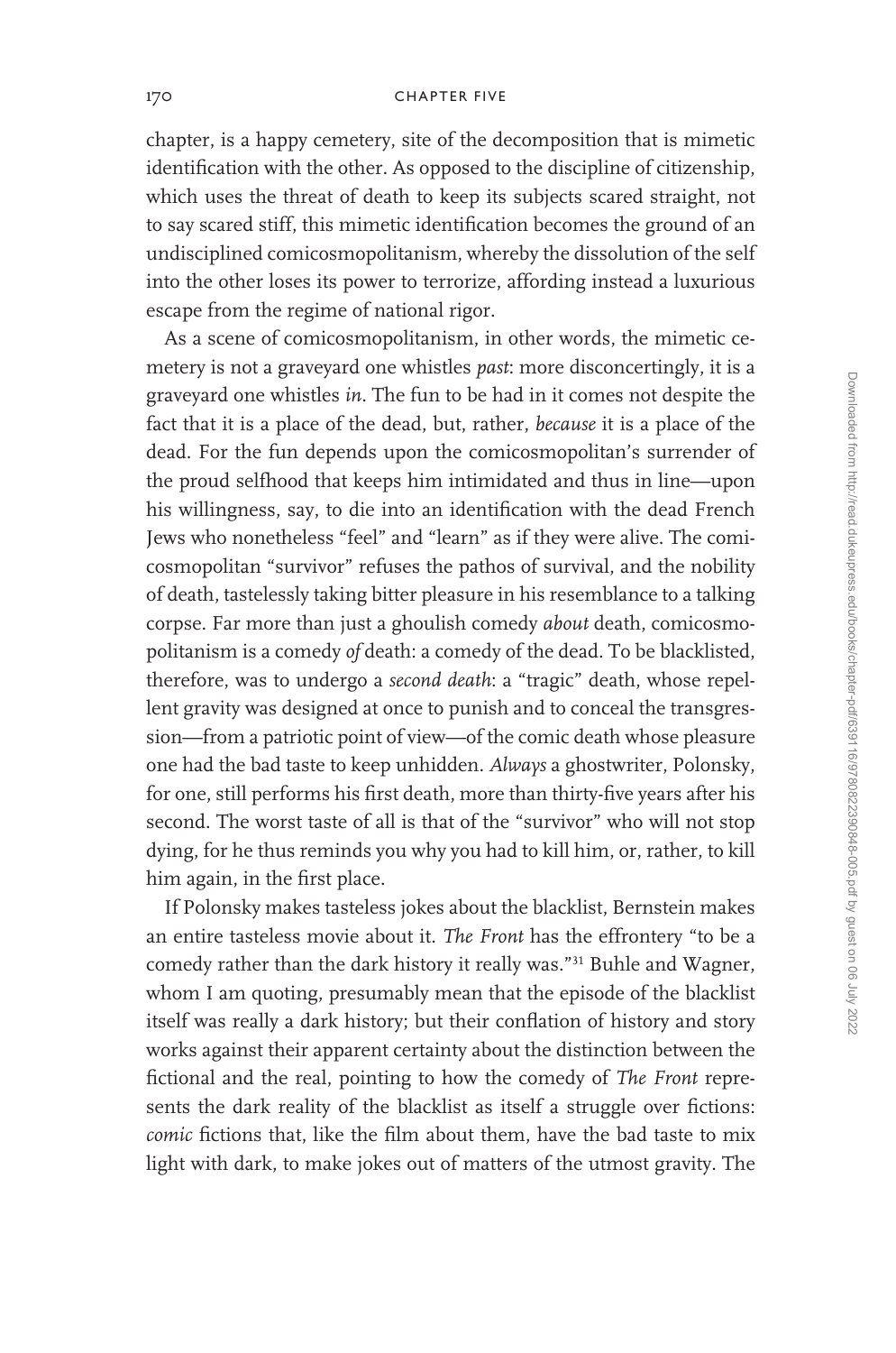chapter, is a happy cemetery, site of the decomposition that is mimetic identification with the other. As opposed to the discipline of citizenship, which uses the threat of death to keep its subjects scared straight, not to say scared stiff, this mimetic identification becomes the ground of an undisciplined comicosmopolitanism, whereby the dissolution of the self into the other loses its power to terrorize, affording instead a luxurious escape from the regime of national rigor.

As a scene of comicosmopolitanism, in other words, the mimetic cemetery is not a graveyard one whistles *past*: more disconcertingly, it is a graveyard one whistles *in*. The fun to be had in it comes not despite the fact that it is a place of the dead, but, rather, *because* it is a place of the dead. For the fun depends upon the comicosmopolitan's surrender of the proud selfhood that keeps him intimidated and thus in line—upon his willingness, say, to die into an identification with the dead French Jews who nonetheless "feel" and "learn" as if they were alive. The comicosmopolitan "survivor" refuses the pathos of survival, and the nobility of death, tastelessly taking bitter pleasure in his resemblance to a talking corpse. Far more than just a ghoulish comedy *about* death, comicosmopolitanism is a comedy *of* death: a comedy of the dead. To be blacklisted, therefore, was to undergo a *second death*: a "tragic" death, whose repellent gravity was designed at once to punish and to conceal the transgression—from a patriotic point of view—of the comic death whose pleasure one had the bad taste to keep unhidden. *Always* a ghostwriter, Polonsky, for one, still performs his first death, more than thirty-five years after his second. The worst taste of all is that of the "survivor" who will not stop dying, for he thus reminds you why you had to kill him, or, rather, to kill him again, in the first place.

If Polonsky makes tasteless jokes about the blacklist, Bernstein makes an entire tasteless movie about it. *The Front* has the effrontery "to be a comedy rather than the dark history it really was."[31] Buhle and Wagner, whom I am quoting, presumably mean that the episode of the blacklist itself was really a dark history; but their conflation of history and story works against their apparent certainty about the distinction between the fictional and the real, pointing to how the comedy of *The Front* represents the dark reality of the blacklist as itself a struggle over fictions: *comic* fictions that, like the film about them, have the bad taste to mix light with dark, to make jokes out of matters of the utmost gravity. The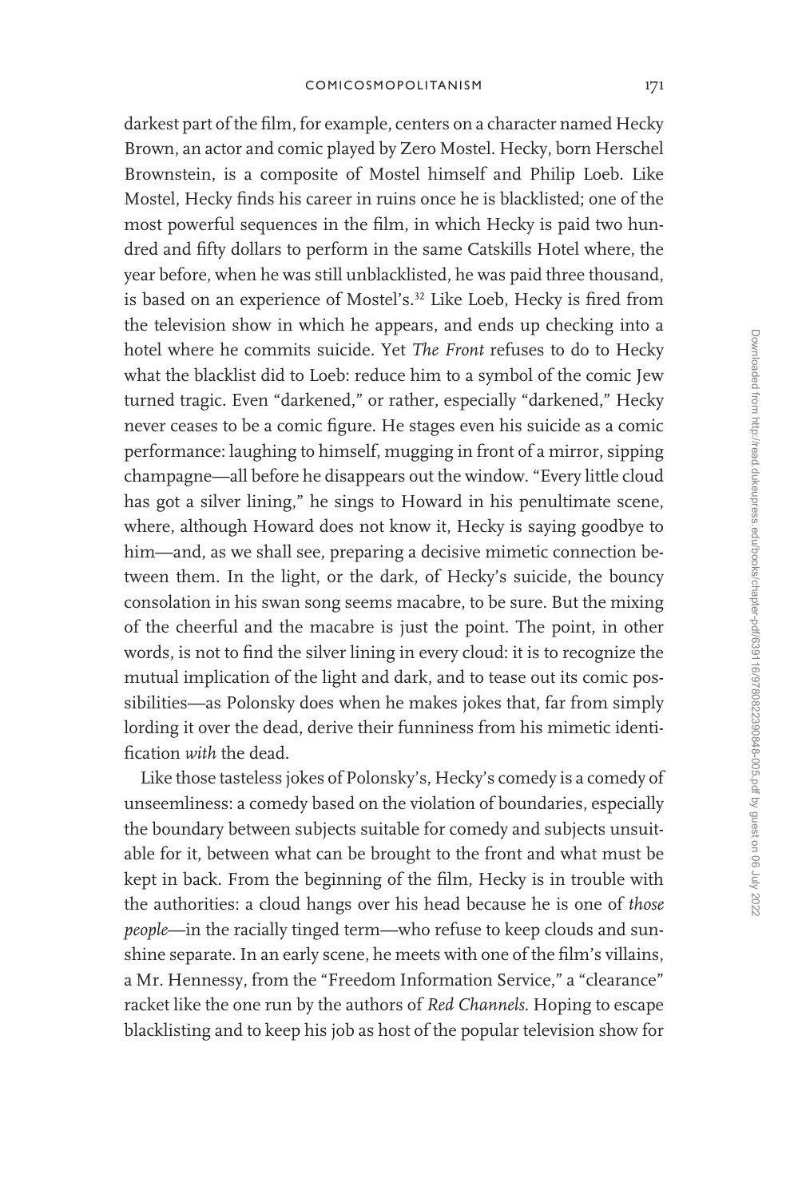darkest part of the film, for example, centers on a character named Hecky Brown, an actor and comic played by Zero Mostel. Hecky, born Herschel Brownstein, is a composite of Mostel himself and Philip Loeb. Like Mostel, Hecky finds his career in ruins once he is blacklisted; one of the most powerful sequences in the film, in which Hecky is paid two hundred and fifty dollars to perform in the same Catskills Hotel where, the year before, when he was still unblacklisted, he was paid three thousand, is based on an experience of Mostel's.[32] Like Loeb, Hecky is fired from the television show in which he appears, and ends up checking into a hotel where he commits suicide. Yet *The Front* refuses to do to Hecky what the blacklist did to Loeb: reduce him to a symbol of the comic Jew turned tragic. Even "darkened," or rather, especially "darkened," Hecky never ceases to be a comic figure. He stages even his suicide as a comic performance: laughing to himself, mugging in front of a mirror, sipping champagne—all before he disappears out the window. "Every little cloud has got a silver lining," he sings to Howard in his penultimate scene, where, although Howard does not know it, Hecky is saying goodbye to him—and, as we shall see, preparing a decisive mimetic connection between them. In the light, or the dark, of Hecky's suicide, the bouncy consolation in his swan song seems macabre, to be sure. But the mixing of the cheerful and the macabre is just the point. The point, in other words, is not to find the silver lining in every cloud: it is to recognize the mutual implication of the light and dark, and to tease out its comic possibilities—as Polonsky does when he makes jokes that, far from simply lording it over the dead, derive their funniness from his mimetic identification *with* the dead.

Like those tasteless jokes of Polonsky's, Hecky's comedy is a comedy of unseemliness: a comedy based on the violation of boundaries, especially the boundary between subjects suitable for comedy and subjects unsuitable for it, between what can be brought to the front and what must be kept in back. From the beginning of the film, Hecky is in trouble with the authorities: a cloud hangs over his head because he is one of *those people*—in the racially tinged term—who refuse to keep clouds and sunshine separate. In an early scene, he meets with one of the film's villains, a Mr. Hennessy, from the "Freedom Information Service," a "clearance" racket like the one run by the authors of *Red Channels*. Hoping to escape blacklisting and to keep his job as host of the popular television show for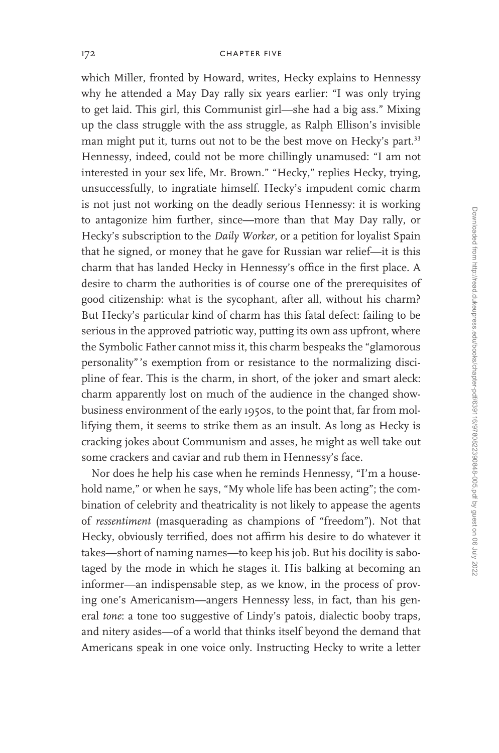which Miller, fronted by Howard, writes, Hecky explains to Hennessy why he attended a May Day rally six years earlier: "I was only trying to get laid. This girl, this Communist girl—she had a big ass." Mixing up the class struggle with the ass struggle, as Ralph Ellison's invisible man might put it, turns out not to be the best move on Hecky's part.[33] Hennessy, indeed, could not be more chillingly unamused: "I am not interested in your sex life, Mr. Brown." "Hecky," replies Hecky, trying, unsuccessfully, to ingratiate himself. Hecky's impudent comic charm is not just not working on the deadly serious Hennessy: it is working to antagonize him further, since—more than that May Day rally, or Hecky's subscription to the *Daily Worker*, or a petition for loyalist Spain that he signed, or money that he gave for Russian war relief—it is this charm that has landed Hecky in Hennessy's office in the first place. A desire to charm the authorities is of course one of the prerequisites of good citizenship: what is the sycophant, after all, without his charm? But Hecky's particular kind of charm has this fatal defect: failing to be serious in the approved patriotic way, putting its own ass upfront, where the Symbolic Father cannot miss it, this charm bespeaks the "glamorous personality"'s exemption from or resistance to the normalizing discipline of fear. This is the charm, in short, of the joker and smart aleck: charm apparently lost on much of the audience in the changed show-business environment of the early 1950s, to the point that, far from mollifying them, it seems to strike them as an insult. As long as Hecky is cracking jokes about Communism and asses, he might as well take out some crackers and caviar and rub them in Hennessy's face.

Nor does he help his case when he reminds Hennessy, "I'm a household name," or when he says, "My whole life has been acting"; the combination of celebrity and theatricality is not likely to appease the agents of *ressentiment* (masquerading as champions of "freedom"). Not that Hecky, obviously terrified, does not affirm his desire to do whatever it takes—short of naming names—to keep his job. But his docility is sabotaged by the mode in which he stages it. His balking at becoming an informer—an indispensable step, as we know, in the process of proving one's Americanism—angers Hennessy less, in fact, than his general *tone*: a tone too suggestive of Lindy's patois, dialectic booby traps, and nitery asides—of a world that thinks itself beyond the demand that Americans speak in one voice only. Instructing Hecky to write a letter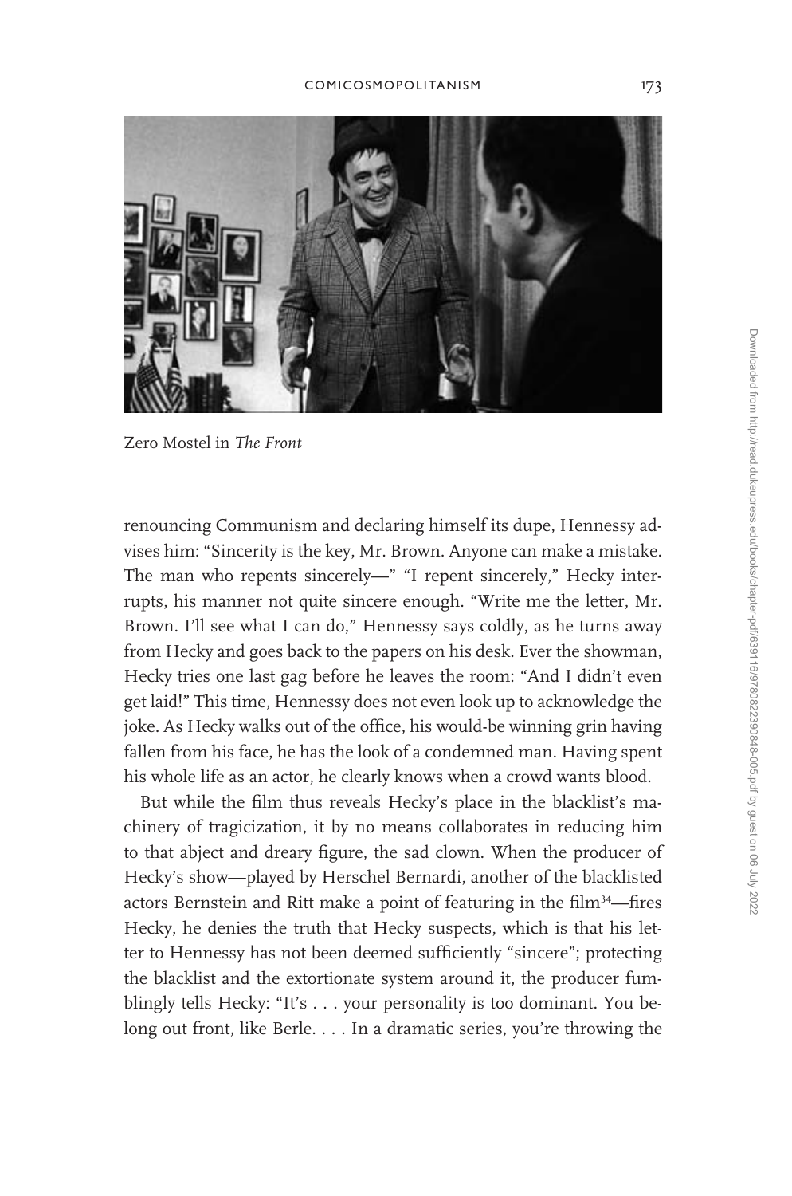Zero Mostel in *The Front*

renouncing Communism and declaring himself its dupe, Hennessy advises him: "Sincerity is the key, Mr. Brown. Anyone can make a mistake. The man who repents sincerely—" "I repent sincerely," Hecky interrupts, his manner not quite sincere enough. "Write me the letter, Mr. Brown. I'll see what I can do," Hennessy says coldly, as he turns away from Hecky and goes back to the papers on his desk. Ever the showman, Hecky tries one last gag before he leaves the room: "And I didn't even get laid!" This time, Hennessy does not even look up to acknowledge the joke. As Hecky walks out of the office, his would-be winning grin having fallen from his face, he has the look of a condemned man. Having spent his whole life as an actor, he clearly knows when a crowd wants blood.

But while the film thus reveals Hecky's place in the blacklist's machinery of tragicization, it by no means collaborates in reducing him to that abject and dreary figure, the sad clown. When the producer of Hecky's show—played by Herschel Bernardi, another of the blacklisted actors Bernstein and Ritt make a point of featuring in the film[34]—fires Hecky, he denies the truth that Hecky suspects, which is that his letter to Hennessy has not been deemed sufficiently "sincere"; protecting the blacklist and the extortionate system around it, the producer fumblingly tells Hecky: "It's . . . your personality is too dominant. You belong out front, like Berle. . . . In a dramatic series, you're throwing the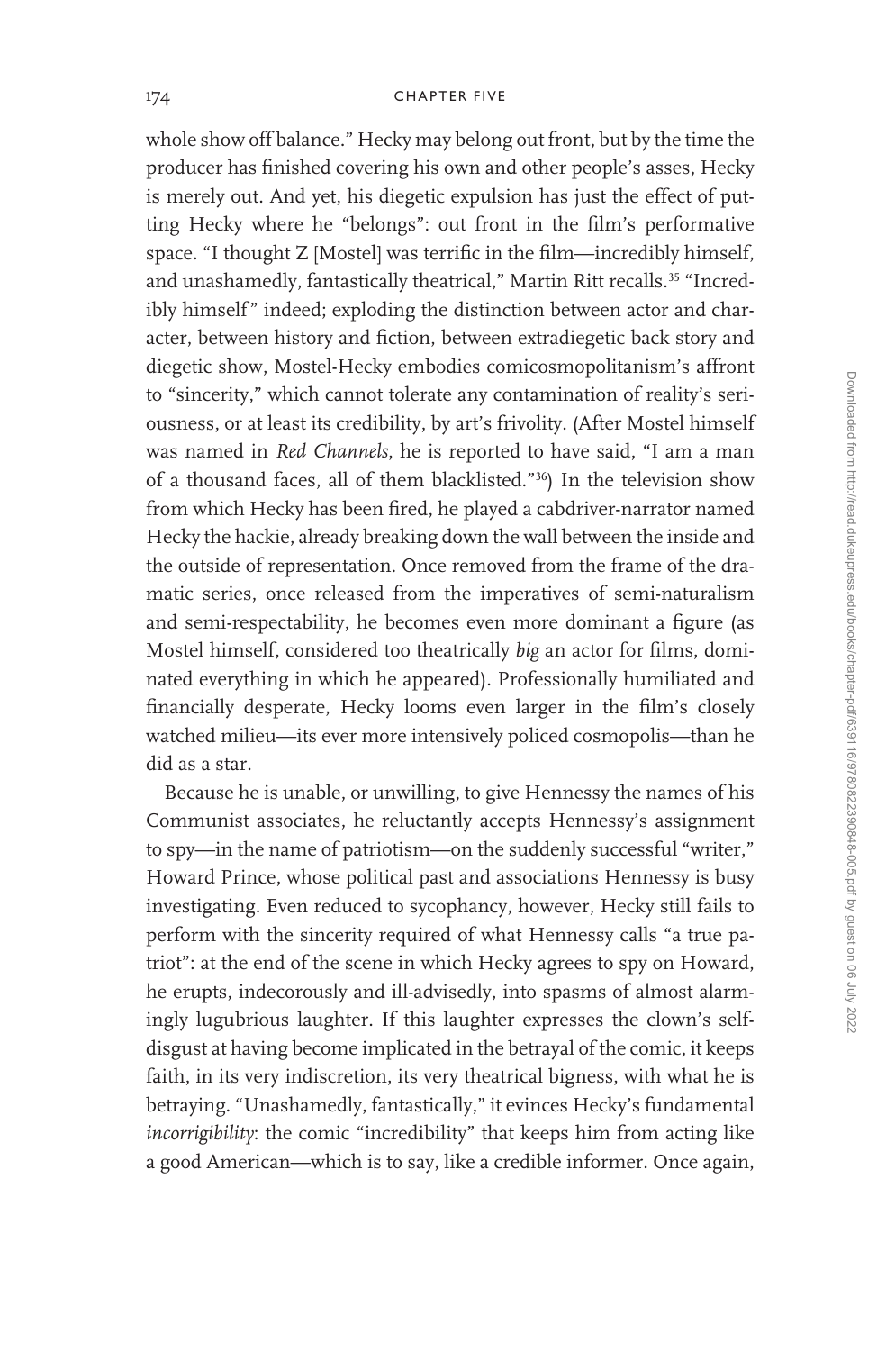whole show off balance." Hecky may belong out front, but by the time the producer has finished covering his own and other people's asses, Hecky is merely out. And yet, his diegetic expulsion has just the effect of putting Hecky where he "belongs": out front in the film's performative space. "I thought Z [Mostel] was terrific in the film—incredibly himself, and unashamedly, fantastically theatrical," Martin Ritt recalls.[35] "Incredibly himself" indeed; exploding the distinction between actor and character, between history and fiction, between extradiegetic back story and diegetic show, Mostel-Hecky embodies comicosmopolitanism's affront to "sincerity," which cannot tolerate any contamination of reality's seriousness, or at least its credibility, by art's frivolity. (After Mostel himself was named in *Red Channels,* he is reported to have said, "I am a man of a thousand faces, all of them blacklisted."[36]) In the television show from which Hecky has been fired, he played a cabdriver-narrator named Hecky the hackie, already breaking down the wall between the inside and the outside of representation. Once removed from the frame of the dramatic series, once released from the imperatives of semi-naturalism and semi-respectability, he becomes even more dominant a figure (as Mostel himself, considered too theatrically *big* an actor for films, dominated everything in which he appeared). Professionally humiliated and financially desperate, Hecky looms even larger in the film's closely watched milieu—its ever more intensively policed cosmopolis—than he did as a star.

Because he is unable, or unwilling, to give Hennessy the names of his Communist associates, he reluctantly accepts Hennessy's assignment to spy—in the name of patriotism—on the suddenly successful "writer," Howard Prince, whose political past and associations Hennessy is busy investigating. Even reduced to sycophancy, however, Hecky still fails to perform with the sincerity required of what Hennessy calls "a true patriot": at the end of the scene in which Hecky agrees to spy on Howard, he erupts, indecorously and ill-advisedly, into spasms of almost alarmingly lugubrious laughter. If this laughter expresses the clown's self-disgust at having become implicated in the betrayal of the comic, it keeps faith, in its very indiscretion, its very theatrical bigness, with what he is betraying. "Unashamedly, fantastically," it evinces Hecky's fundamental *incorrigibility*: the comic "incredibility" that keeps him from acting like a good American—which is to say, like a credible informer. Once again,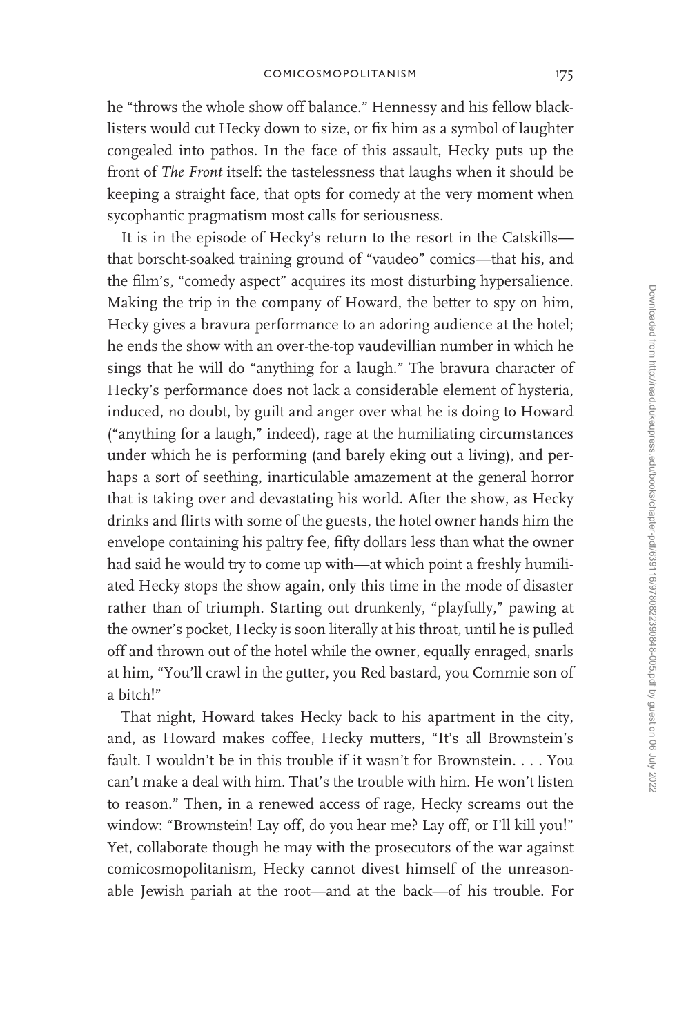he "throws the whole show off balance." Hennessy and his fellow blacklisters would cut Hecky down to size, or fix him as a symbol of laughter congealed into pathos. In the face of this assault, Hecky puts up the front of *The Front* itself: the tastelessness that laughs when it should be keeping a straight face, that opts for comedy at the very moment when sycophantic pragmatism most calls for seriousness.

It is in the episode of Hecky's return to the resort in the Catskills—that borscht-soaked training ground of "vaudeo" comics—that his, and the film's, "comedy aspect" acquires its most disturbing hypersalience. Making the trip in the company of Howard, the better to spy on him, Hecky gives a bravura performance to an adoring audience at the hotel; he ends the show with an over-the-top vaudevillian number in which he sings that he will do "anything for a laugh." The bravura character of Hecky's performance does not lack a considerable element of hysteria, induced, no doubt, by guilt and anger over what he is doing to Howard ("anything for a laugh," indeed), rage at the humiliating circumstances under which he is performing (and barely eking out a living), and perhaps a sort of seething, inarticulable amazement at the general horror that is taking over and devastating his world. After the show, as Hecky drinks and flirts with some of the guests, the hotel owner hands him the envelope containing his paltry fee, fifty dollars less than what the owner had said he would try to come up with—at which point a freshly humiliated Hecky stops the show again, only this time in the mode of disaster rather than of triumph. Starting out drunkenly, "playfully," pawing at the owner's pocket, Hecky is soon literally at his throat, until he is pulled off and thrown out of the hotel while the owner, equally enraged, snarls at him, "You'll crawl in the gutter, you Red bastard, you Commie son of a bitch!"

That night, Howard takes Hecky back to his apartment in the city, and, as Howard makes coffee, Hecky mutters, "It's all Brownstein's fault. I wouldn't be in this trouble if it wasn't for Brownstein. . . . You can't make a deal with him. That's the trouble with him. He won't listen to reason." Then, in a renewed access of rage, Hecky screams out the window: "Brownstein! Lay off, do you hear me? Lay off, or I'll kill you!" Yet, collaborate though he may with the prosecutors of the war against comicosmopolitanism, Hecky cannot divest himself of the unreasonable Jewish pariah at the root—and at the back—of his trouble. For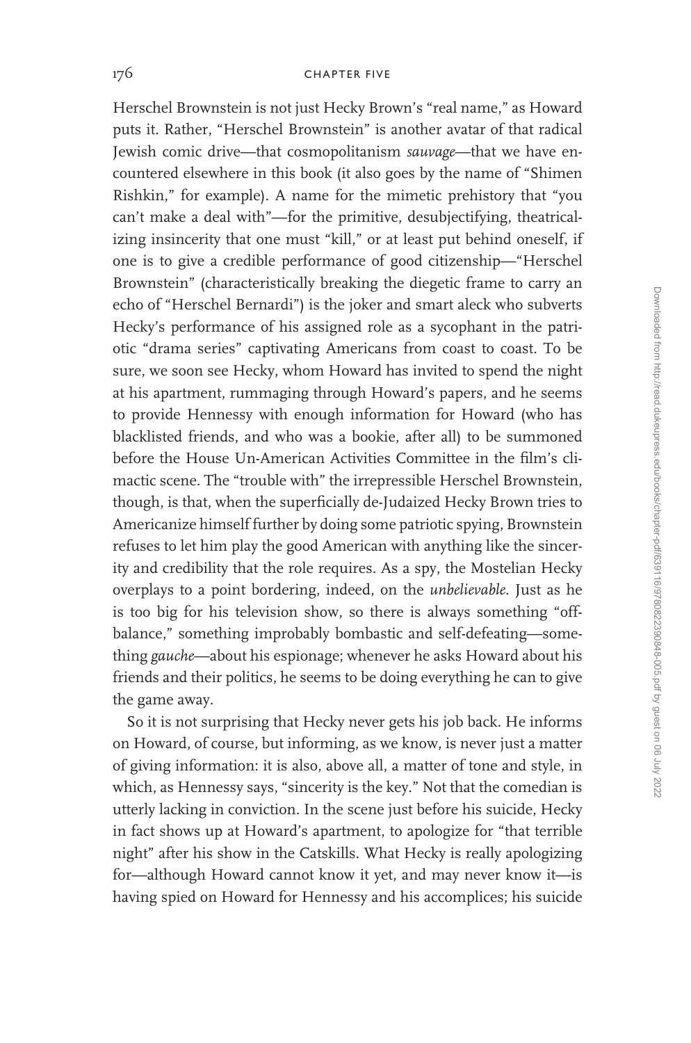Herschel Brownstein is not just Hecky Brown's "real name," as Howard puts it. Rather, "Herschel Brownstein" is another avatar of that radical Jewish comic drive—that cosmopolitanism *sauvage*—that we have encountered elsewhere in this book (it also goes by the name of "Shimen Rishkin," for example). A name for the mimetic prehistory that "you can't make a deal with"—for the primitive, desubjectifying, theatricalizing insincerity that one must "kill," or at least put behind oneself, if one is to give a credible performance of good citizenship—"Herschel Brownstein" (characteristically breaking the diegetic frame to carry an echo of "Herschel Bernardi") is the joker and smart aleck who subverts Hecky's performance of his assigned role as a sycophant in the patriotic "drama series" captivating Americans from coast to coast. To be sure, we soon see Hecky, whom Howard has invited to spend the night at his apartment, rummaging through Howard's papers, and he seems to provide Hennessy with enough information for Howard (who has blacklisted friends, and who was a bookie, after all) to be summoned before the House Un-American Activities Committee in the film's climactic scene. The "trouble with" the irrepressible Herschel Brownstein, though, is that, when the superficially de-Judaized Hecky Brown tries to Americanize himself further by doing some patriotic spying, Brownstein refuses to let him play the good American with anything like the sincerity and credibility that the role requires. As a spy, the Mostelian Hecky overplays to a point bordering, indeed, on the *unbelievable*. Just as he is too big for his television show, so there is always something "off-balance," something improbably bombastic and self-defeating—something *gauche*—about his espionage; whenever he asks Howard about his friends and their politics, he seems to be doing everything he can to give the game away.

So it is not surprising that Hecky never gets his job back. He informs on Howard, of course, but informing, as we know, is never just a matter of giving information: it is also, above all, a matter of tone and style, in which, as Hennessy says, "sincerity is the key." Not that the comedian is utterly lacking in conviction. In the scene just before his suicide, Hecky in fact shows up at Howard's apartment, to apologize for "that terrible night" after his show in the Catskills. What Hecky is really apologizing for—although Howard cannot know it yet, and may never know it—is having spied on Howard for Hennessy and his accomplices; his suicide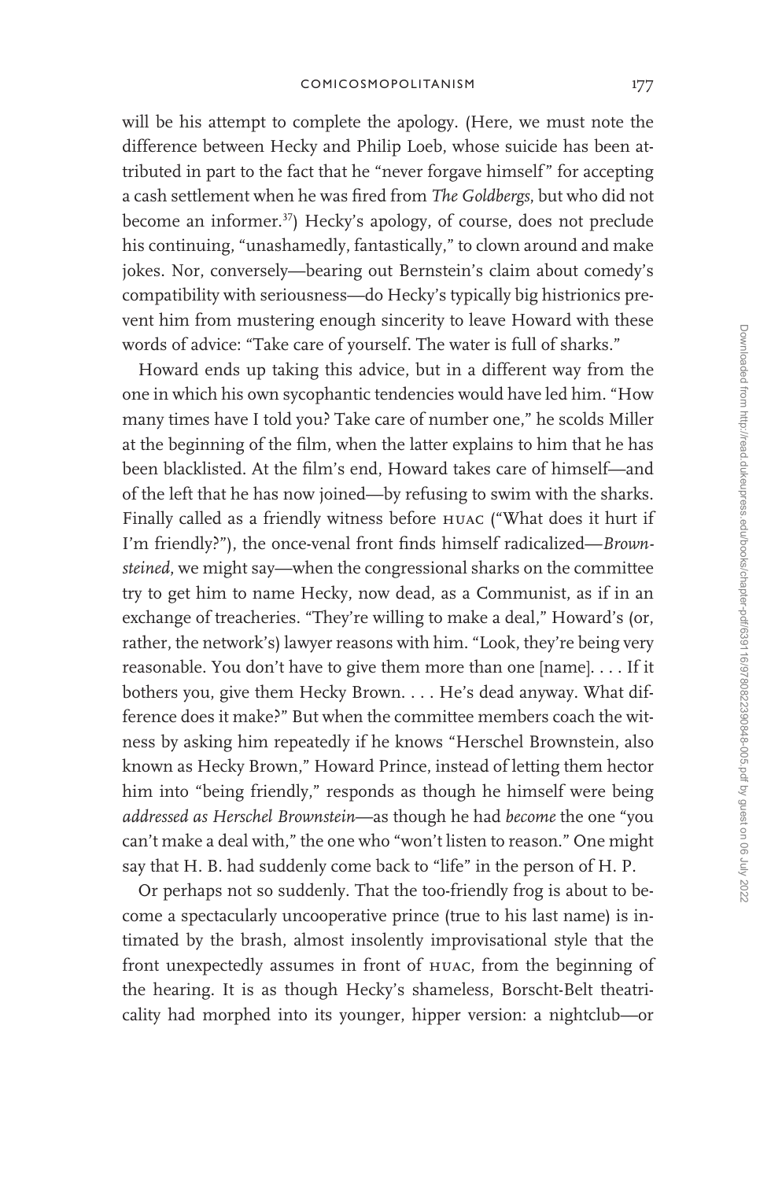will be his attempt to complete the apology. (Here, we must note the difference between Hecky and Philip Loeb, whose suicide has been attributed in part to the fact that he "never forgave himself" for accepting a cash settlement when he was fired from *The Goldbergs*, but who did not become an informer.[37]) Hecky's apology, of course, does not preclude his continuing, "unashamedly, fantastically," to clown around and make jokes. Nor, conversely—bearing out Bernstein's claim about comedy's compatibility with seriousness—do Hecky's typically big histrionics prevent him from mustering enough sincerity to leave Howard with these words of advice: "Take care of yourself. The water is full of sharks."

Howard ends up taking this advice, but in a different way from the one in which his own sycophantic tendencies would have led him. "How many times have I told you? Take care of number one," he scolds Miller at the beginning of the film, when the latter explains to him that he has been blacklisted. At the film's end, Howard takes care of himself—and of the left that he has now joined—by refusing to swim with the sharks. Finally called as a friendly witness before HUAC ("What does it hurt if I'm friendly?"), the once-venal front finds himself radicalized—*Brownsteined*, we might say—when the congressional sharks on the committee try to get him to name Hecky, now dead, as a Communist, as if in an exchange of treacheries. "They're willing to make a deal," Howard's (or, rather, the network's) lawyer reasons with him. "Look, they're being very reasonable. You don't have to give them more than one [name]. . . . If it bothers you, give them Hecky Brown. . . . He's dead anyway. What difference does it make?" But when the committee members coach the witness by asking him repeatedly if he knows "Herschel Brownstein, also known as Hecky Brown," Howard Prince, instead of letting them hector him into "being friendly," responds as though he himself were being *addressed as Herschel Brownstein*—as though he had *become* the one "you can't make a deal with," the one who "won't listen to reason." One might say that H. B. had suddenly come back to "life" in the person of H. P.

Or perhaps not so suddenly. That the too-friendly frog is about to become a spectacularly uncooperative prince (true to his last name) is intimated by the brash, almost insolently improvisational style that the front unexpectedly assumes in front of HUAC, from the beginning of the hearing. It is as though Hecky's shameless, Borscht-Belt theatricality had morphed into its younger, hipper version: a nightclub—or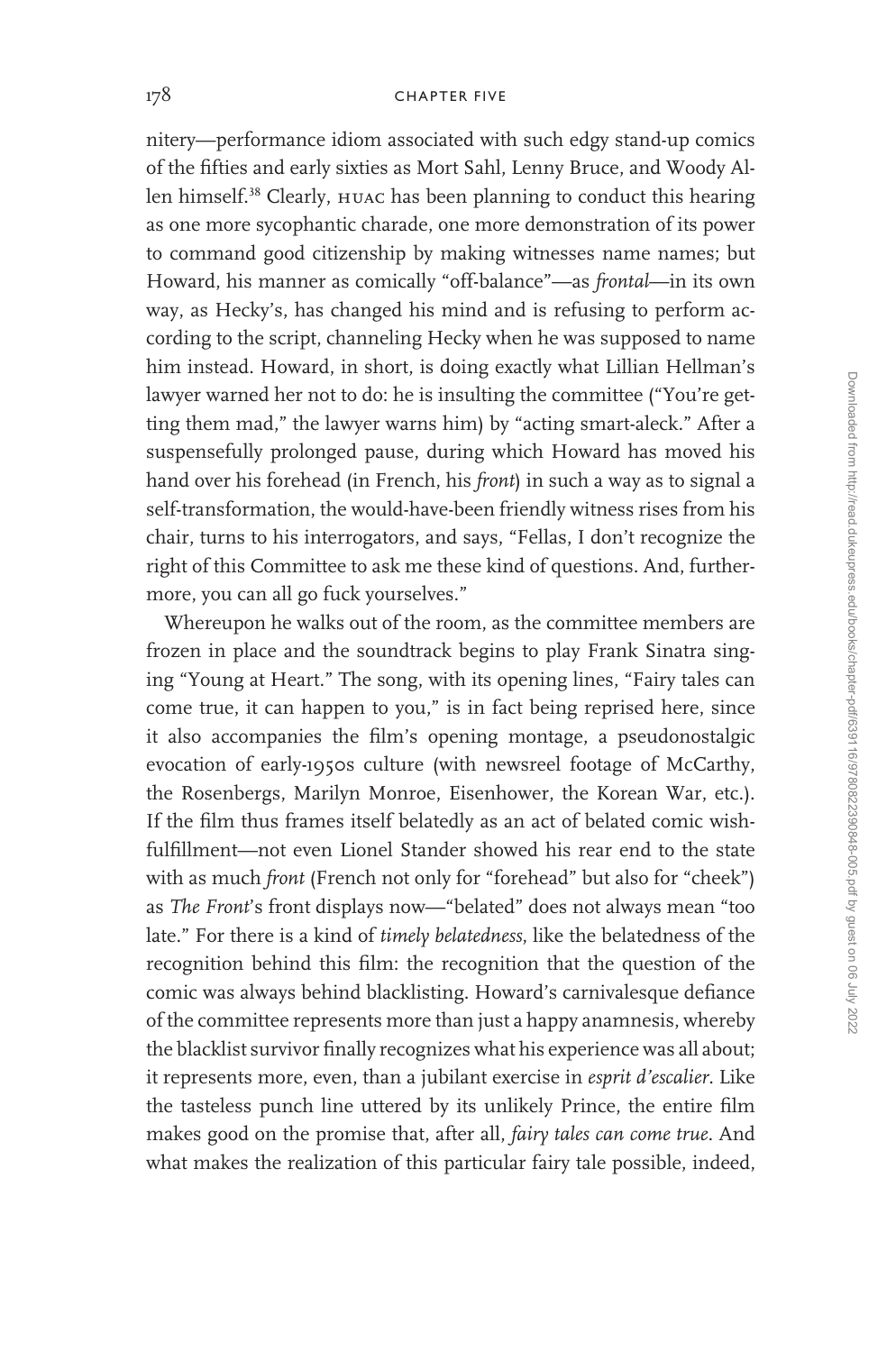nitery—performance idiom associated with such edgy stand-up comics of the fifties and early sixties as Mort Sahl, Lenny Bruce, and Woody Allen himself.[38] Clearly, HUAC has been planning to conduct this hearing as one more sycophantic charade, one more demonstration of its power to command good citizenship by making witnesses name names; but Howard, his manner as comically "off-balance"—as *frontal*—in its own way, as Hecky's, has changed his mind and is refusing to perform according to the script, channeling Hecky when he was supposed to name him instead. Howard, in short, is doing exactly what Lillian Hellman's lawyer warned her not to do: he is insulting the committee ("You're getting them mad," the lawyer warns him) by "acting smart-aleck." After a suspensefully prolonged pause, during which Howard has moved his hand over his forehead (in French, his *front*) in such a way as to signal a self-transformation, the would-have-been friendly witness rises from his chair, turns to his interrogators, and says, "Fellas, I don't recognize the right of this Committee to ask me these kind of questions. And, furthermore, you can all go fuck yourselves."

Whereupon he walks out of the room, as the committee members are frozen in place and the soundtrack begins to play Frank Sinatra singing "Young at Heart." The song, with its opening lines, "Fairy tales can come true, it can happen to you," is in fact being reprised here, since it also accompanies the film's opening montage, a pseudonostalgic evocation of early-1950s culture (with newsreel footage of McCarthy, the Rosenbergs, Marilyn Monroe, Eisenhower, the Korean War, etc.). If the film thus frames itself belatedly as an act of belated comic wish-fulfillment—not even Lionel Stander showed his rear end to the state with as much *front* (French not only for "forehead" but also for "cheek") as *The Front*'s front displays now—"belated" does not always mean "too late." For there is a kind of *timely belatedness*, like the belatedness of the recognition behind this film: the recognition that the question of the comic was always behind blacklisting. Howard's carnivalesque defiance of the committee represents more than just a happy anamnesis, whereby the blacklist survivor finally recognizes what his experience was all about; it represents more, even, than a jubilant exercise in *esprit d'escalier*. Like the tasteless punch line uttered by its unlikely Prince, the entire film makes good on the promise that, after all, *fairy tales can come true*. And what makes the realization of this particular fairy tale possible, indeed,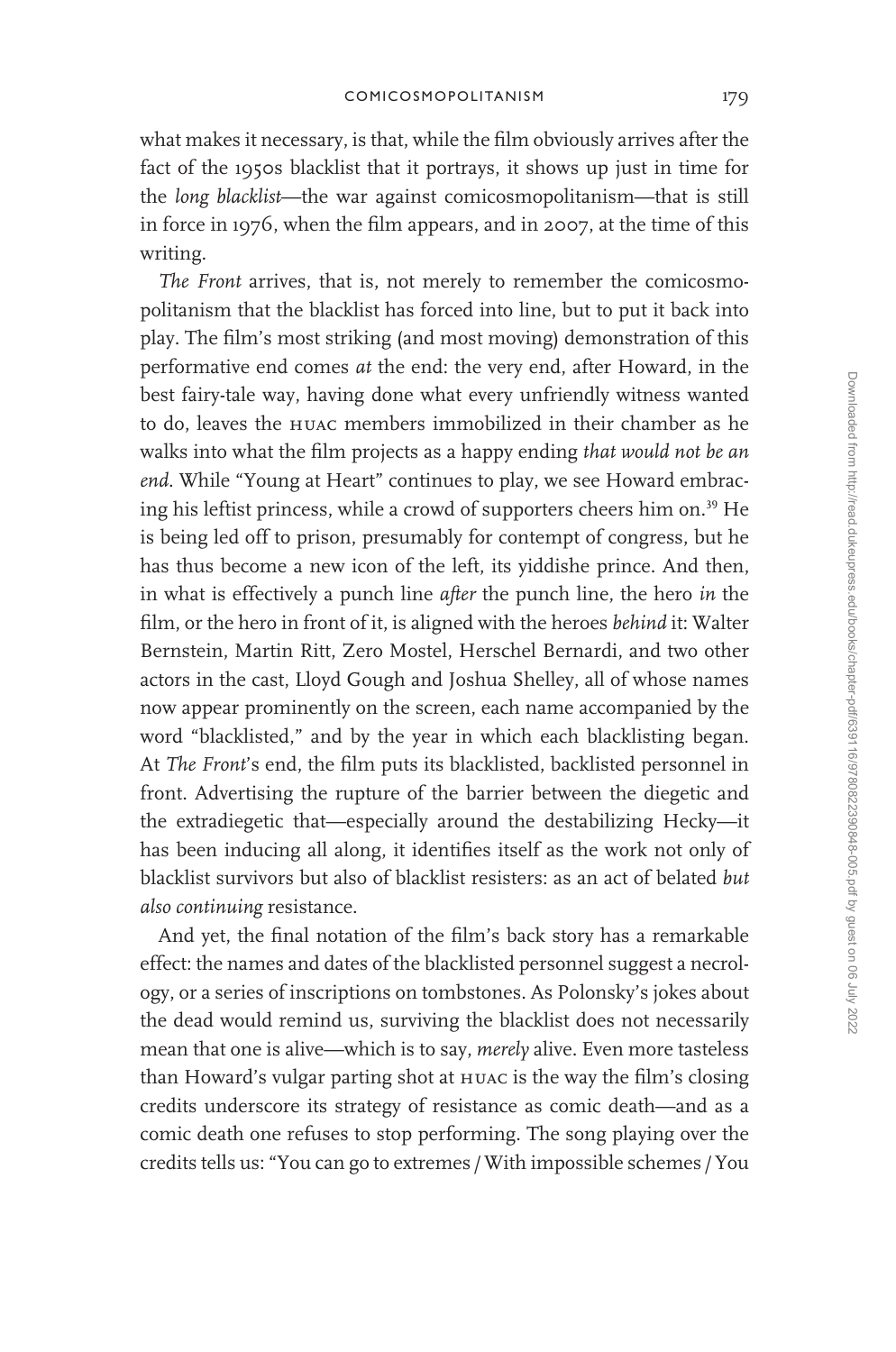what makes it necessary, is that, while the film obviously arrives after the fact of the 1950s blacklist that it portrays, it shows up just in time for the *long blacklist*—the war against comicosmopolitanism—that is still in force in 1976, when the film appears, and in 2007, at the time of this writing.

*The Front* arrives, that is, not merely to remember the comicosmopolitanism that the blacklist has forced into line, but to put it back into play. The film's most striking (and most moving) demonstration of this performative end comes *at* the end: the very end, after Howard, in the best fairy-tale way, having done what every unfriendly witness wanted to do, leaves the HUAC members immobilized in their chamber as he walks into what the film projects as a happy ending *that would not be an end*. While "Young at Heart" continues to play, we see Howard embracing his leftist princess, while a crowd of supporters cheers him on.[39] He is being led off to prison, presumably for contempt of congress, but he has thus become a new icon of the left, its yiddishe prince. And then, in what is effectively a punch line *after* the punch line, the hero *in* the film, or the hero in front of it, is aligned with the heroes *behind* it: Walter Bernstein, Martin Ritt, Zero Mostel, Herschel Bernardi, and two other actors in the cast, Lloyd Gough and Joshua Shelley, all of whose names now appear prominently on the screen, each name accompanied by the word "blacklisted," and by the year in which each blacklisting began. At *The Front*'s end, the film puts its blacklisted, backlisted personnel in front. Advertising the rupture of the barrier between the diegetic and the extradiegetic that—especially around the destabilizing Hecky—it has been inducing all along, it identifies itself as the work not only of blacklist survivors but also of blacklist resisters: as an act of belated *but also continuing* resistance.

And yet, the final notation of the film's back story has a remarkable effect: the names and dates of the blacklisted personnel suggest a necrology, or a series of inscriptions on tombstones. As Polonsky's jokes about the dead would remind us, surviving the blacklist does not necessarily mean that one is alive—which is to say, *merely* alive. Even more tasteless than Howard's vulgar parting shot at HUAC is the way the film's closing credits underscore its strategy of resistance as comic death—and as a comic death one refuses to stop performing. The song playing over the credits tells us: "You can go to extremes / With impossible schemes / You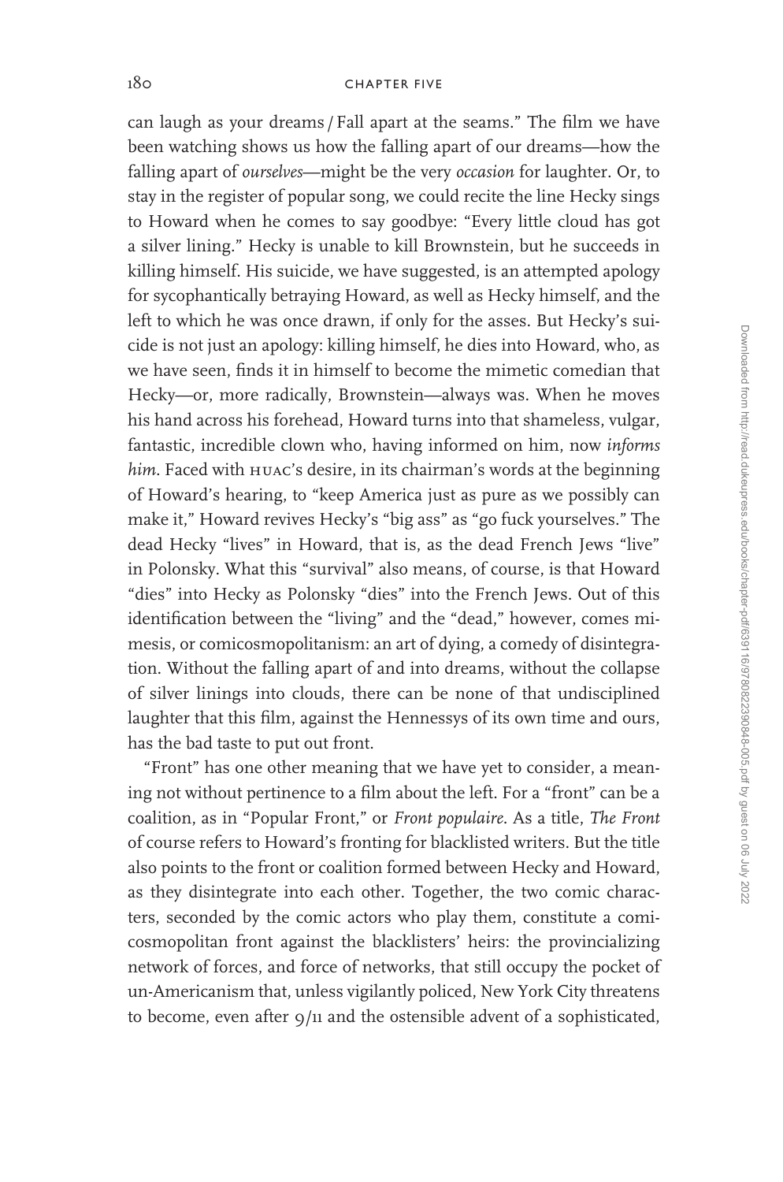can laugh as your dreams / Fall apart at the seams." The film we have been watching shows us how the falling apart of our dreams—how the falling apart of *ourselves*—might be the very *occasion* for laughter. Or, to stay in the register of popular song, we could recite the line Hecky sings to Howard when he comes to say goodbye: "Every little cloud has got a silver lining." Hecky is unable to kill Brownstein, but he succeeds in killing himself. His suicide, we have suggested, is an attempted apology for sycophantically betraying Howard, as well as Hecky himself, and the left to which he was once drawn, if only for the asses. But Hecky's suicide is not just an apology: killing himself, he dies into Howard, who, as we have seen, finds it in himself to become the mimetic comedian that Hecky—or, more radically, Brownstein—always was. When he moves his hand across his forehead, Howard turns into that shameless, vulgar, fantastic, incredible clown who, having informed on him, now *informs him*. Faced with HUAC's desire, in its chairman's words at the beginning of Howard's hearing, to "keep America just as pure as we possibly can make it," Howard revives Hecky's "big ass" as "go fuck yourselves." The dead Hecky "lives" in Howard, that is, as the dead French Jews "live" in Polonsky. What this "survival" also means, of course, is that Howard "dies" into Hecky as Polonsky "dies" into the French Jews. Out of this identification between the "living" and the "dead," however, comes mimesis, or comicosmopolitanism: an art of dying, a comedy of disintegration. Without the falling apart of and into dreams, without the collapse of silver linings into clouds, there can be none of that undisciplined laughter that this film, against the Hennessys of its own time and ours, has the bad taste to put out front.

"Front" has one other meaning that we have yet to consider, a meaning not without pertinence to a film about the left. For a "front" can be a coalition, as in "Popular Front," or *Front populaire*. As a title, *The Front* of course refers to Howard's fronting for blacklisted writers. But the title also points to the front or coalition formed between Hecky and Howard, as they disintegrate into each other. Together, the two comic characters, seconded by the comic actors who play them, constitute a comicosmopolitan front against the blacklisters' heirs: the provincializing network of forces, and force of networks, that still occupy the pocket of un-Americanism that, unless vigilantly policed, New York City threatens to become, even after 9/11 and the ostensible advent of a sophisticated,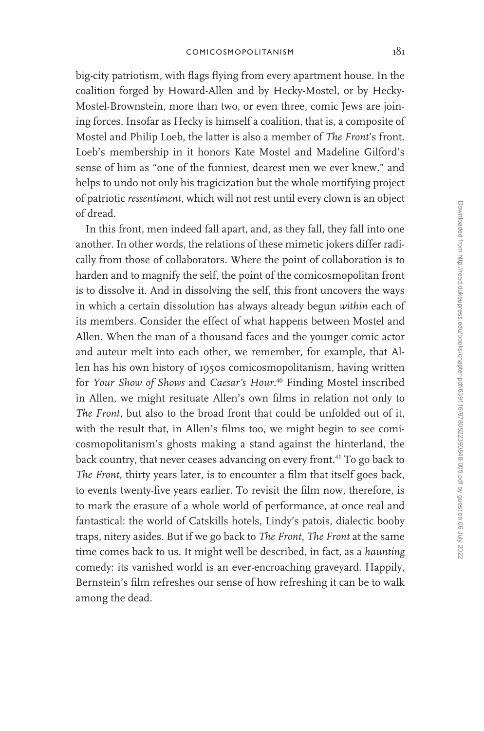big-city patriotism, with flags flying from every apartment house. In the coalition forged by Howard-Allen and by Hecky-Mostel, or by Hecky-Mostel-Brownstein, more than two, or even three, comic Jews are joining forces. Insofar as Hecky is himself a coalition, that is, a composite of Mostel and Philip Loeb, the latter is also a member of *The Front*'s front. Loeb's membership in it honors Kate Mostel and Madeline Gilford's sense of him as "one of the funniest, dearest men we ever knew," and helps to undo not only his tragicization but the whole mortifying project of patriotic *ressentiment*, which will not rest until every clown is an object of dread.

In this front, men indeed fall apart, and, as they fall, they fall into one another. In other words, the relations of these mimetic jokers differ radically from those of collaborators. Where the point of collaboration is to harden and to magnify the self, the point of the comicosmopolitan front is to dissolve it. And in dissolving the self, this front uncovers the ways in which a certain dissolution has always already begun *within* each of its members. Consider the effect of what happens between Mostel and Allen. When the man of a thousand faces and the younger comic actor and auteur melt into each other, we remember, for example, that Allen has his own history of 1950s comicosmopolitanism, having written for *Your Show of Shows* and *Caesar's Hour*.[40] Finding Mostel inscribed in Allen, we might resituate Allen's own films in relation not only to *The Front*, but also to the broad front that could be unfolded out of it, with the result that, in Allen's films too, we might begin to see comicosmopolitanism's ghosts making a stand against the hinterland, the back country, that never ceases advancing on every front.[41] To go back to *The Front*, thirty years later, is to encounter a film that itself goes back, to events twenty-five years earlier. To revisit the film now, therefore, is to mark the erasure of a whole world of performance, at once real and fantastical: the world of Catskills hotels, Lindy's patois, dialectic booby traps, nitery asides. But if we go back to *The Front*, *The Front* at the same time comes back to us. It might well be described, in fact, as a *haunting* comedy: its vanished world is an ever-encroaching graveyard. Happily, Bernstein's film refreshes our sense of how refreshing it can be to walk among the dead.